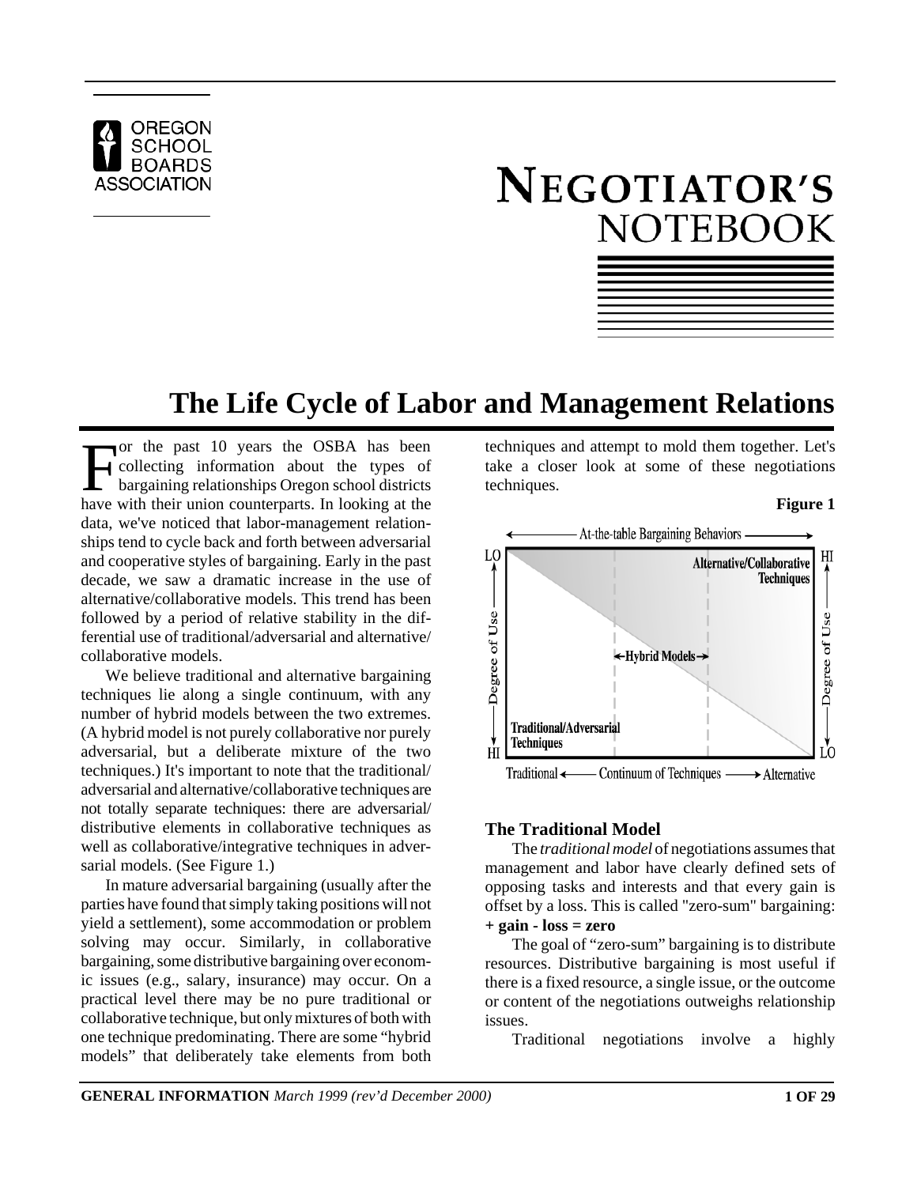OREGON SCHOOL BOARDS ASSOCIATION

# NEGOTIATOR'S NOTEBOOK

## The Life Cycle of Labor and Management Relations

For the past 10 years the OSBA has been collecting information about the types of bargaining relationships Oregon school districts have with their union counterparts. In looking at the data, we've noticed that labor-management relationships tend to cycle back and forth between adversarial and cooperative styles of bargaining. Early in the past decade, we saw a dramatic increase in the use of alternative/collaborative models. This trend has been followed by a period of relative stability in the differential use of traditional/adversarial and alternative/collaborative models.

We believe traditional and alternative bargaining techniques lie along a single continuum, with any number of hybrid models between the two extremes. (A hybrid model is not purely collaborative nor purely adversarial, but a deliberate mixture of the two techniques.) It's important to note that the traditional/adversarial and alternative/collaborative techniques are not totally separate techniques: there are adversarial/distributive elements in collaborative techniques as well as collaborative/integrative techniques in adversarial models. (See Figure 1.)

In mature adversarial bargaining (usually after the parties have found that simply taking positions will not yield a settlement), some accommodation or problem solving may occur. Similarly, in collaborative bargaining, some distributive bargaining over economic issues (e.g., salary, insurance) may occur. On a practical level there may be no pure traditional or collaborative technique, but only mixtures of both with one technique predominating. There are some "hybrid models" that deliberately take elements from both techniques and attempt to mold them together. Let's take a closer look at some of these negotiations techniques.

**Figure 1**

At-the-table Bargaining Behaviors

LO — Degree of Use — HI (left axis); HI — Degree of Use — LO (right axis)

Alternative/Collaborative Techniques

Hybrid Models

Traditional/Adversarial Techniques

Traditional ← Continuum of Techniques → Alternative

### The Traditional Model

The *traditional model* of negotiations assumes that management and labor have clearly defined sets of opposing tasks and interests and that every gain is offset by a loss. This is called "zero-sum" bargaining:
**+ gain - loss = zero**

The goal of "zero-sum" bargaining is to distribute resources. Distributive bargaining is most useful if there is a fixed resource, a single issue, or the outcome or content of the negotiations outweighs relationship issues.

Traditional negotiations involve a highly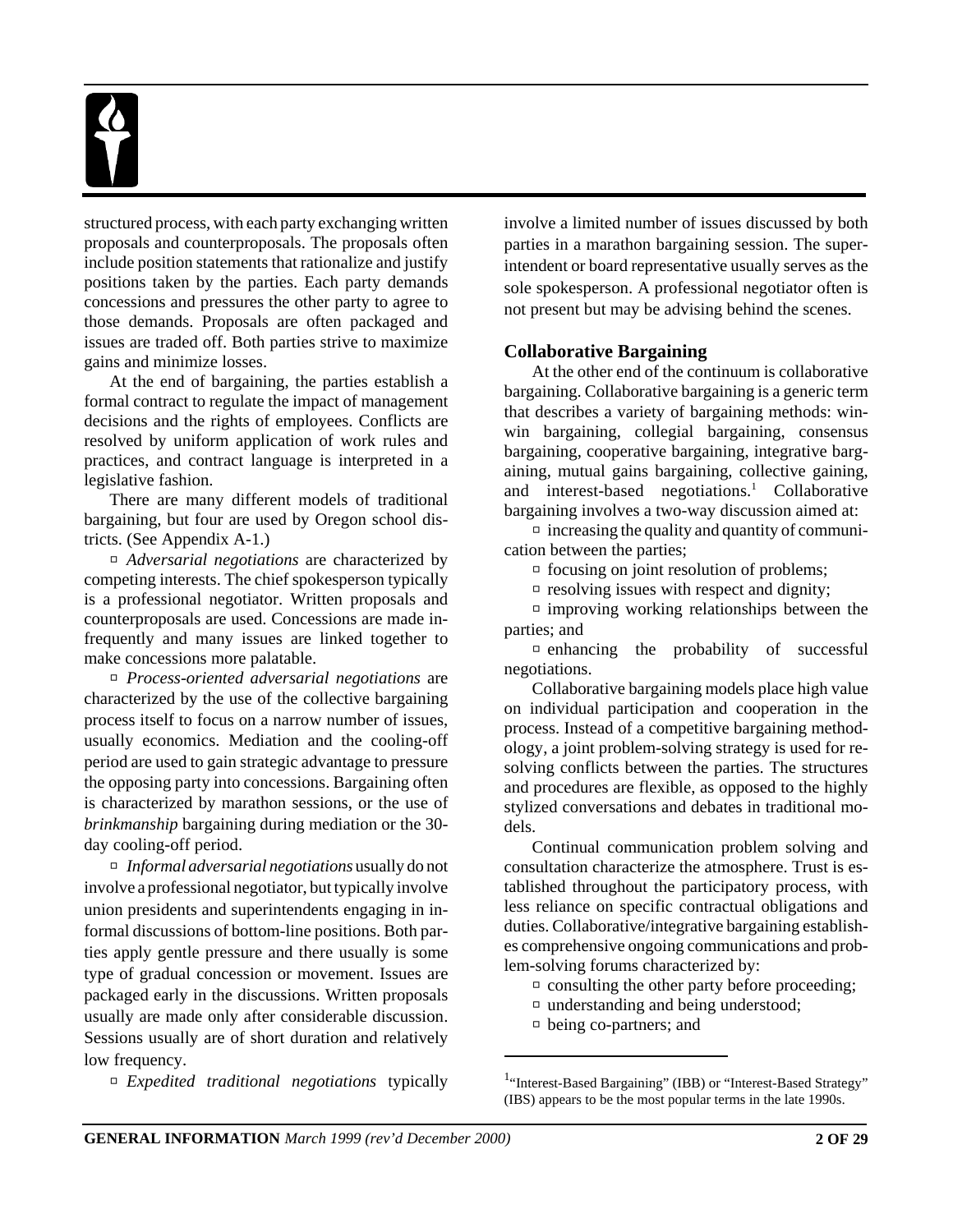structured process, with each party exchanging written proposals and counterproposals. The proposals often include position statements that rationalize and justify positions taken by the parties. Each party demands concessions and pressures the other party to agree to those demands. Proposals are often packaged and issues are traded off. Both parties strive to maximize gains and minimize losses.

At the end of bargaining, the parties establish a formal contract to regulate the impact of management decisions and the rights of employees. Conflicts are resolved by uniform application of work rules and practices, and contract language is interpreted in a legislative fashion.

There are many different models of traditional bargaining, but four are used by Oregon school districts. (See Appendix A-1.)

- *Adversarial negotiations* are characterized by competing interests. The chief spokesperson typically is a professional negotiator. Written proposals and counterproposals are used. Concessions are made infrequently and many issues are linked together to make concessions more palatable.
- *Process-oriented adversarial negotiations* are characterized by the use of the collective bargaining process itself to focus on a narrow number of issues, usually economics. Mediation and the cooling-off period are used to gain strategic advantage to pressure the opposing party into concessions. Bargaining often is characterized by marathon sessions, or the use of *brinkmanship* bargaining during mediation or the 30-day cooling-off period.
- *Informal adversarial negotiations* usually do not involve a professional negotiator, but typically involve union presidents and superintendents engaging in informal discussions of bottom-line positions. Both parties apply gentle pressure and there usually is some type of gradual concession or movement. Issues are packaged early in the discussions. Written proposals usually are made only after considerable discussion. Sessions usually are of short duration and relatively low frequency.
- *Expedited traditional negotiations* typically involve a limited number of issues discussed by both parties in a marathon bargaining session. The superintendent or board representative usually serves as the sole spokesperson. A professional negotiator often is not present but may be advising behind the scenes.

## Collaborative Bargaining

At the other end of the continuum is collaborative bargaining. Collaborative bargaining is a generic term that describes a variety of bargaining methods: win-win bargaining, collegial bargaining, consensus bargaining, cooperative bargaining, integrative bargaining, mutual gains bargaining, collective gaining, and interest-based negotiations.[1] Collaborative bargaining involves a two-way discussion aimed at:

- increasing the quality and quantity of communication between the parties;
- focusing on joint resolution of problems;
- resolving issues with respect and dignity;
- improving working relationships between the parties; and
- enhancing the probability of successful negotiations.

Collaborative bargaining models place high value on individual participation and cooperation in the process. Instead of a competitive bargaining methodology, a joint problem-solving strategy is used for resolving conflicts between the parties. The structures and procedures are flexible, as opposed to the highly stylized conversations and debates in traditional models.

Continual communication problem solving and consultation characterize the atmosphere. Trust is established throughout the participatory process, with less reliance on specific contractual obligations and duties. Collaborative/integrative bargaining establishes comprehensive ongoing communications and problem-solving forums characterized by:

- consulting the other party before proceeding;
- understanding and being understood;
- being co-partners; and

---

[1] "Interest-Based Bargaining" (IBB) or "Interest-Based Strategy" (IBS) appears to be the most popular terms in the late 1990s.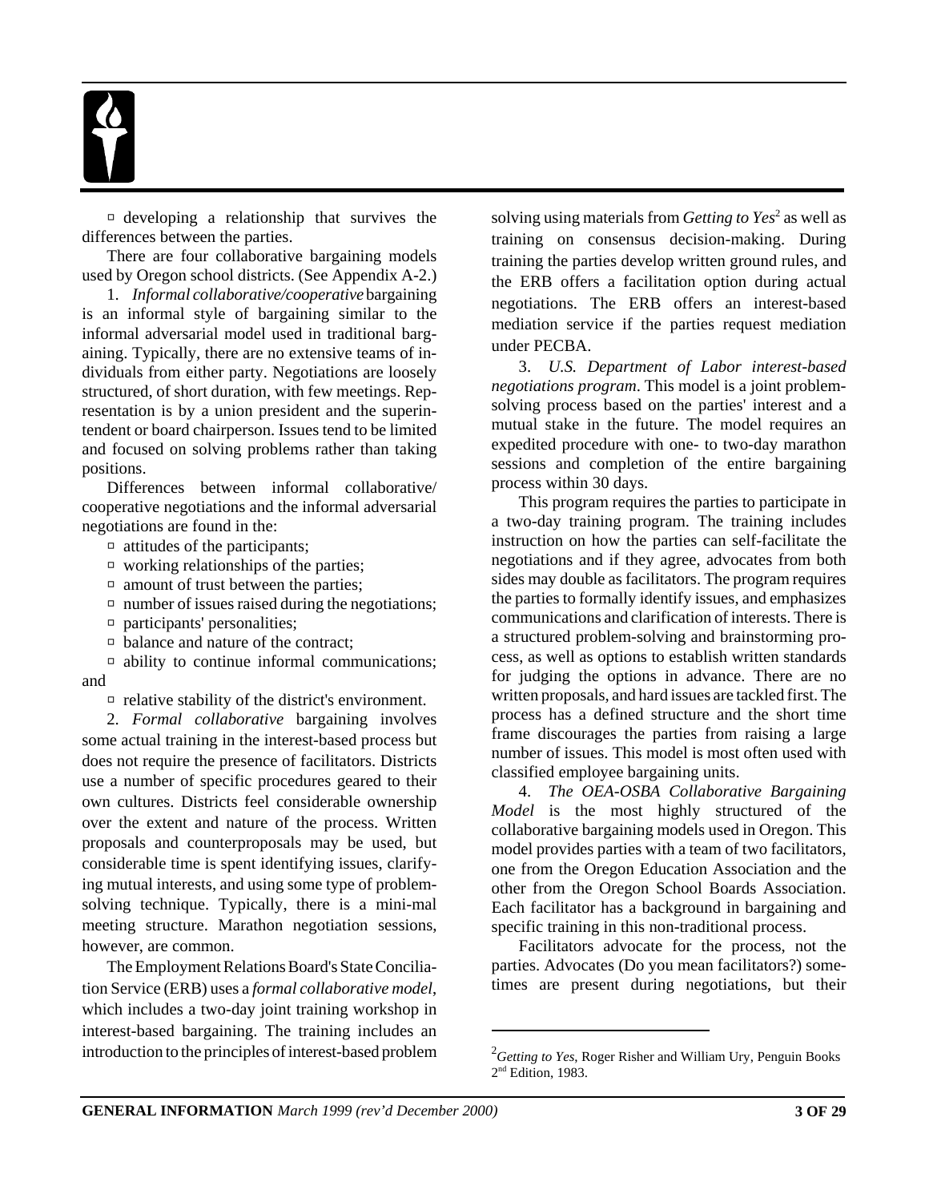- developing a relationship that survives the differences between the parties.

There are four collaborative bargaining models used by Oregon school districts. (See Appendix A-2.)

1. *Informal collaborative/cooperative* bargaining is an informal style of bargaining similar to the informal adversarial model used in traditional bargaining. Typically, there are no extensive teams of individuals from either party. Negotiations are loosely structured, of short duration, with few meetings. Representation is by a union president and the superintendent or board chairperson. Issues tend to be limited and focused on solving problems rather than taking positions.

Differences between informal collaborative/cooperative negotiations and the informal adversarial negotiations are found in the:

- attitudes of the participants;
- working relationships of the parties;
- amount of trust between the parties;
- number of issues raised during the negotiations;
- participants' personalities;
- balance and nature of the contract;
- ability to continue informal communications; and
- relative stability of the district's environment.

2. *Formal collaborative* bargaining involves some actual training in the interest-based process but does not require the presence of facilitators. Districts use a number of specific procedures geared to their own cultures. Districts feel considerable ownership over the extent and nature of the process. Written proposals and counterproposals may be used, but considerable time is spent identifying issues, clarifying mutual interests, and using some type of problem-solving technique. Typically, there is a mini-mal meeting structure. Marathon negotiation sessions, however, are common.

The Employment Relations Board's State Conciliation Service (ERB) uses a *formal collaborative model*, which includes a two-day joint training workshop in interest-based bargaining. The training includes an introduction to the principles of interest-based problem solving using materials from *Getting to Yes*[2] as well as training on consensus decision-making. During training the parties develop written ground rules, and the ERB offers a facilitation option during actual negotiations. The ERB offers an interest-based mediation service if the parties request mediation under PECBA.

3. *U.S. Department of Labor interest-based negotiations program*. This model is a joint problem-solving process based on the parties' interest and a mutual stake in the future. The model requires an expedited procedure with one- to two-day marathon sessions and completion of the entire bargaining process within 30 days.

This program requires the parties to participate in a two-day training program. The training includes instruction on how the parties can self-facilitate the negotiations and if they agree, advocates from both sides may double as facilitators. The program requires the parties to formally identify issues, and emphasizes communications and clarification of interests. There is a structured problem-solving and brainstorming process, as well as options to establish written standards for judging the options in advance. There are no written proposals, and hard issues are tackled first. The process has a defined structure and the short time frame discourages the parties from raising a large number of issues. This model is most often used with classified employee bargaining units.

4. *The OEA-OSBA Collaborative Bargaining Model* is the most highly structured of the collaborative bargaining models used in Oregon. This model provides parties with a team of two facilitators, one from the Oregon Education Association and the other from the Oregon School Boards Association. Each facilitator has a background in bargaining and specific training in this non-traditional process.

Facilitators advocate for the process, not the parties. Advocates (Do you mean facilitators?) sometimes are present during negotiations, but their

---

[2] *Getting to Yes*, Roger Risher and William Ury, Penguin Books 2nd Edition, 1983.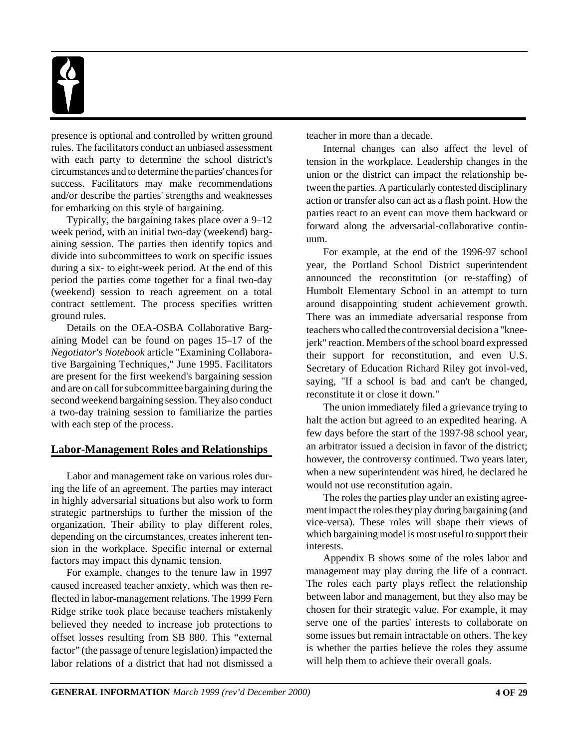presence is optional and controlled by written ground rules. The facilitators conduct an unbiased assessment with each party to determine the school district's circumstances and to determine the parties' chances for success. Facilitators may make recommendations and/or describe the parties' strengths and weaknesses for embarking on this style of bargaining.

Typically, the bargaining takes place over a 9–12 week period, with an initial two-day (weekend) bargaining session. The parties then identify topics and divide into subcommittees to work on specific issues during a six- to eight-week period. At the end of this period the parties come together for a final two-day (weekend) session to reach agreement on a total contract settlement. The process specifies written ground rules.

Details on the OEA-OSBA Collaborative Bargaining Model can be found on pages 15–17 of the *Negotiator's Notebook* article "Examining Collaborative Bargaining Techniques," June 1995. Facilitators are present for the first weekend's bargaining session and are on call for subcommittee bargaining during the second weekend bargaining session. They also conduct a two-day training session to familiarize the parties with each step of the process.

## Labor-Management Roles and Relationships

Labor and management take on various roles during the life of an agreement. The parties may interact in highly adversarial situations but also work to form strategic partnerships to further the mission of the organization. Their ability to play different roles, depending on the circumstances, creates inherent tension in the workplace. Specific internal or external factors may impact this dynamic tension.

For example, changes to the tenure law in 1997 caused increased teacher anxiety, which was then reflected in labor-management relations. The 1999 Fern Ridge strike took place because teachers mistakenly believed they needed to increase job protections to offset losses resulting from SB 880. This "external factor" (the passage of tenure legislation) impacted the labor relations of a district that had not dismissed a teacher in more than a decade.

Internal changes can also affect the level of tension in the workplace. Leadership changes in the union or the district can impact the relationship between the parties. A particularly contested disciplinary action or transfer also can act as a flash point. How the parties react to an event can move them backward or forward along the adversarial-collaborative continuum.

For example, at the end of the 1996-97 school year, the Portland School District superintendent announced the reconstitution (or re-staffing) of Humbolt Elementary School in an attempt to turn around disappointing student achievement growth. There was an immediate adversarial response from teachers who called the controversial decision a "knee-jerk" reaction. Members of the school board expressed their support for reconstitution, and even U.S. Secretary of Education Richard Riley got involved, saying, "If a school is bad and can't be changed, reconstitute it or close it down."

The union immediately filed a grievance trying to halt the action but agreed to an expedited hearing. A few days before the start of the 1997-98 school year, an arbitrator issued a decision in favor of the district; however, the controversy continued. Two years later, when a new superintendent was hired, he declared he would not use reconstitution again.

The roles the parties play under an existing agreement impact the roles they play during bargaining (and vice-versa). These roles will shape their views of which bargaining model is most useful to support their interests.

Appendix B shows some of the roles labor and management may play during the life of a contract. The roles each party plays reflect the relationship between labor and management, but they also may be chosen for their strategic value. For example, it may serve one of the parties' interests to collaborate on some issues but remain intractable on others. The key is whether the parties believe the roles they assume will help them to achieve their overall goals.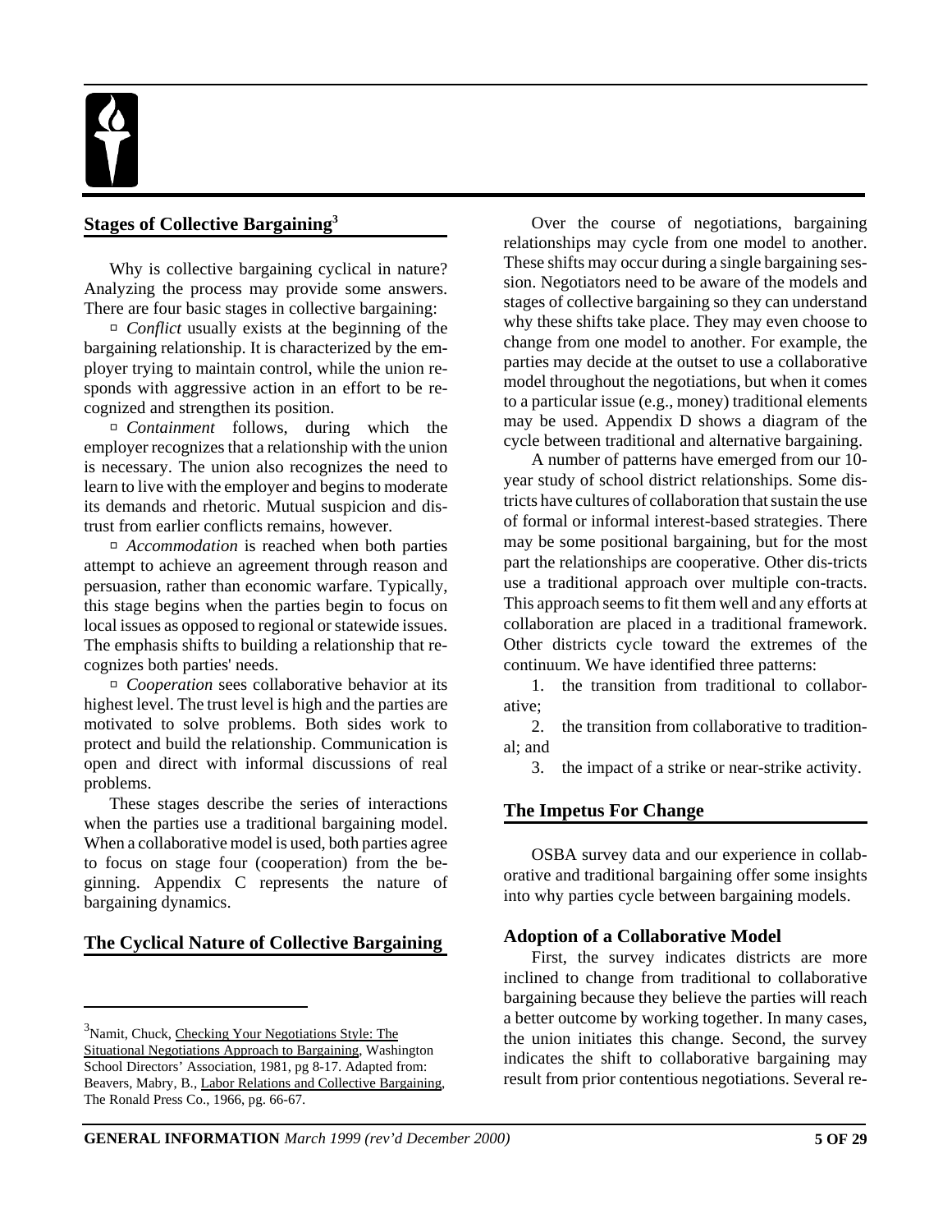## Stages of Collective Bargaining[3]

Why is collective bargaining cyclical in nature? Analyzing the process may provide some answers. There are four basic stages in collective bargaining:

- *Conflict* usually exists at the beginning of the bargaining relationship. It is characterized by the employer trying to maintain control, while the union responds with aggressive action in an effort to be recognized and strengthen its position.
- *Containment* follows, during which the employer recognizes that a relationship with the union is necessary. The union also recognizes the need to learn to live with the employer and begins to moderate its demands and rhetoric. Mutual suspicion and distrust from earlier conflicts remains, however.
- *Accommodation* is reached when both parties attempt to achieve an agreement through reason and persuasion, rather than economic warfare. Typically, this stage begins when the parties begin to focus on local issues as opposed to regional or statewide issues. The emphasis shifts to building a relationship that recognizes both parties' needs.
- *Cooperation* sees collaborative behavior at its highest level. The trust level is high and the parties are motivated to solve problems. Both sides work to protect and build the relationship. Communication is open and direct with informal discussions of real problems.

These stages describe the series of interactions when the parties use a traditional bargaining model. When a collaborative model is used, both parties agree to focus on stage four (cooperation) from the beginning. Appendix C represents the nature of bargaining dynamics.

## The Cyclical Nature of Collective Bargaining

Over the course of negotiations, bargaining relationships may cycle from one model to another. These shifts may occur during a single bargaining session. Negotiators need to be aware of the models and stages of collective bargaining so they can understand why these shifts take place. They may even choose to change from one model to another. For example, the parties may decide at the outset to use a collaborative model throughout the negotiations, but when it comes to a particular issue (e.g., money) traditional elements may be used. Appendix D shows a diagram of the cycle between traditional and alternative bargaining.

A number of patterns have emerged from our 10-year study of school district relationships. Some districts have cultures of collaboration that sustain the use of formal or informal interest-based strategies. There may be some positional bargaining, but for the most part the relationships are cooperative. Other districts use a traditional approach over multiple contracts. This approach seems to fit them well and any efforts at collaboration are placed in a traditional framework. Other districts cycle toward the extremes of the continuum. We have identified three patterns:

1. the transition from traditional to collaborative;
2. the transition from collaborative to traditional; and
3. the impact of a strike or near-strike activity.

## The Impetus For Change

OSBA survey data and our experience in collaborative and traditional bargaining offer some insights into why parties cycle between bargaining models.

### Adoption of a Collaborative Model

First, the survey indicates districts are more inclined to change from traditional to collaborative bargaining because they believe the parties will reach a better outcome by working together. In many cases, the union initiates this change. Second, the survey indicates the shift to collaborative bargaining may result from prior contentious negotiations. Several re-

---

[3] Namit, Chuck, Checking Your Negotiations Style: The Situational Negotiations Approach to Bargaining, Washington School Directors' Association, 1981, pg 8-17. Adapted from: Beavers, Mabry, B., Labor Relations and Collective Bargaining, The Ronald Press Co., 1966, pg. 66-67.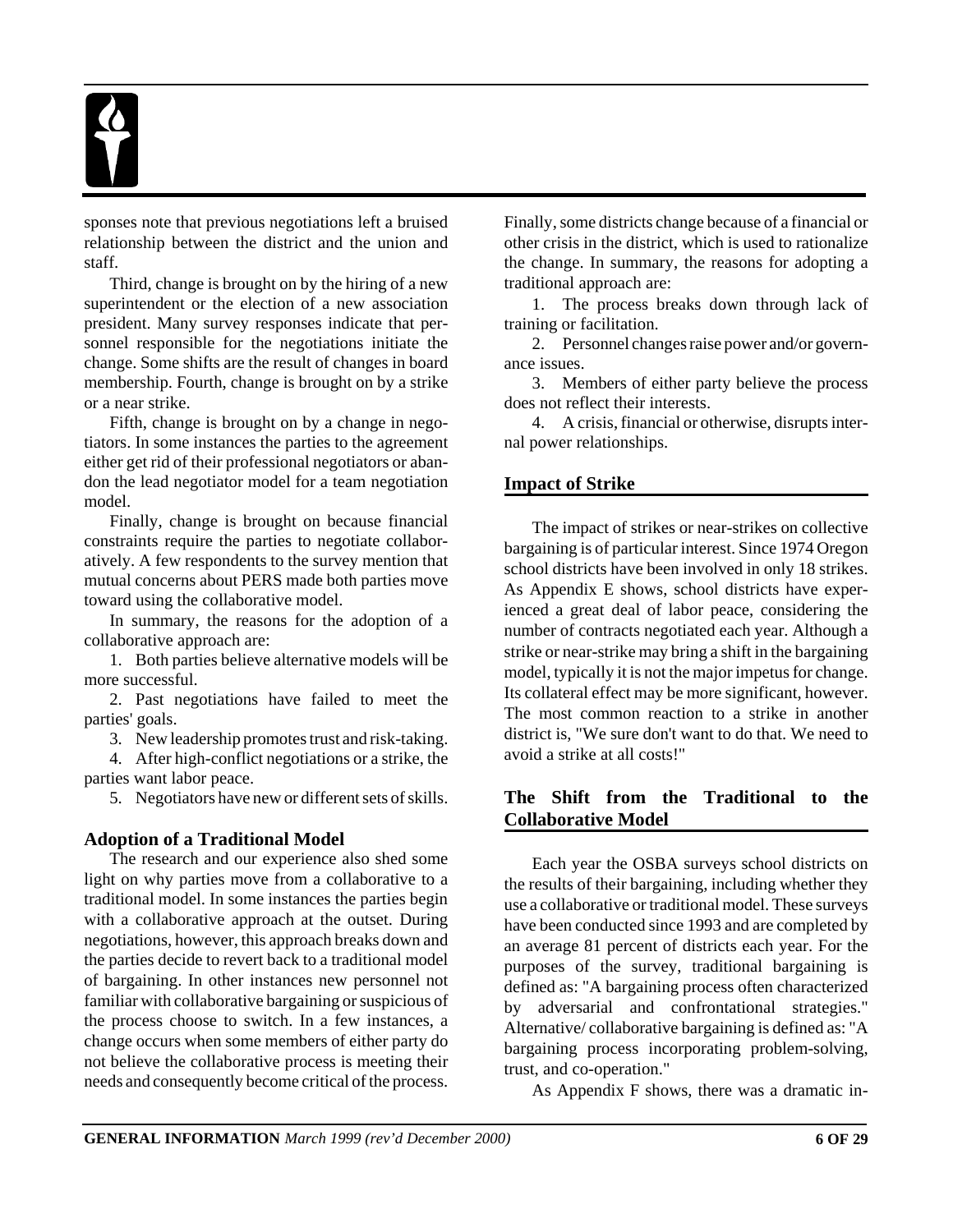sponses note that previous negotiations left a bruised relationship between the district and the union and staff.

Third, change is brought on by the hiring of a new superintendent or the election of a new association president. Many survey responses indicate that personnel responsible for the negotiations initiate the change. Some shifts are the result of changes in board membership. Fourth, change is brought on by a strike or a near strike.

Fifth, change is brought on by a change in negotiators. In some instances the parties to the agreement either get rid of their professional negotiators or abandon the lead negotiator model for a team negotiation model.

Finally, change is brought on because financial constraints require the parties to negotiate collaboratively. A few respondents to the survey mention that mutual concerns about PERS made both parties move toward using the collaborative model.

In summary, the reasons for the adoption of a collaborative approach are:

1. Both parties believe alternative models will be more successful.
2. Past negotiations have failed to meet the parties' goals.
3. New leadership promotes trust and risk-taking.
4. After high-conflict negotiations or a strike, the parties want labor peace.
5. Negotiators have new or different sets of skills.

### Adoption of a Traditional Model

The research and our experience also shed some light on why parties move from a collaborative to a traditional model. In some instances the parties begin with a collaborative approach at the outset. During negotiations, however, this approach breaks down and the parties decide to revert back to a traditional model of bargaining. In other instances new personnel not familiar with collaborative bargaining or suspicious of the process choose to switch. In a few instances, a change occurs when some members of either party do not believe the collaborative process is meeting their needs and consequently become critical of the process. Finally, some districts change because of a financial or other crisis in the district, which is used to rationalize the change. In summary, the reasons for adopting a traditional approach are:

1. The process breaks down through lack of training or facilitation.
2. Personnel changes raise power and/or governance issues.
3. Members of either party believe the process does not reflect their interests.
4. A crisis, financial or otherwise, disrupts internal power relationships.

### Impact of Strike

The impact of strikes or near-strikes on collective bargaining is of particular interest. Since 1974 Oregon school districts have been involved in only 18 strikes. As Appendix E shows, school districts have experienced a great deal of labor peace, considering the number of contracts negotiated each year. Although a strike or near-strike may bring a shift in the bargaining model, typically it is not the major impetus for change. Its collateral effect may be more significant, however. The most common reaction to a strike in another district is, "We sure don't want to do that. We need to avoid a strike at all costs!"

### The Shift from the Traditional to the Collaborative Model

Each year the OSBA surveys school districts on the results of their bargaining, including whether they use a collaborative or traditional model. These surveys have been conducted since 1993 and are completed by an average 81 percent of districts each year. For the purposes of the survey, traditional bargaining is defined as: "A bargaining process often characterized by adversarial and confrontational strategies." Alternative/ collaborative bargaining is defined as: "A bargaining process incorporating problem-solving, trust, and co-operation."

As Appendix F shows, there was a dramatic in-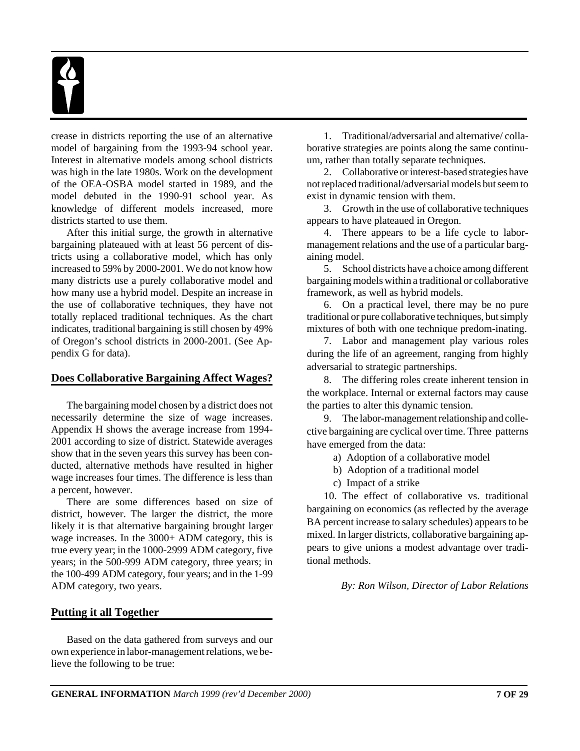crease in districts reporting the use of an alternative model of bargaining from the 1993-94 school year. Interest in alternative models among school districts was high in the late 1980s. Work on the development of the OEA-OSBA model started in 1989, and the model debuted in the 1990-91 school year. As knowledge of different models increased, more districts started to use them.

After this initial surge, the growth in alternative bargaining plateaued with at least 56 percent of districts using a collaborative model, which has only increased to 59% by 2000-2001. We do not know how many districts use a purely collaborative model and how many use a hybrid model. Despite an increase in the use of collaborative techniques, they have not totally replaced traditional techniques. As the chart indicates, traditional bargaining is still chosen by 49% of Oregon's school districts in 2000-2001. (See Appendix G for data).

## Does Collaborative Bargaining Affect Wages?

The bargaining model chosen by a district does not necessarily determine the size of wage increases. Appendix H shows the average increase from 1994-2001 according to size of district. Statewide averages show that in the seven years this survey has been conducted, alternative methods have resulted in higher wage increases four times. The difference is less than a percent, however.

There are some differences based on size of district, however. The larger the district, the more likely it is that alternative bargaining brought larger wage increases. In the 3000+ ADM category, this is true every year; in the 1000-2999 ADM category, five years; in the 500-999 ADM category, three years; in the 100-499 ADM category, four years; and in the 1-99 ADM category, two years.

## Putting it all Together

Based on the data gathered from surveys and our own experience in labor-management relations, we believe the following to be true:

1. Traditional/adversarial and alternative/collaborative strategies are points along the same continuum, rather than totally separate techniques.
2. Collaborative or interest-based strategies have not replaced traditional/adversarial models but seem to exist in dynamic tension with them.
3. Growth in the use of collaborative techniques appears to have plateaued in Oregon.
4. There appears to be a life cycle to labor-management relations and the use of a particular bargaining model.
5. School districts have a choice among different bargaining models within a traditional or collaborative framework, as well as hybrid models.
6. On a practical level, there may be no pure traditional or pure collaborative techniques, but simply mixtures of both with one technique predominating.
7. Labor and management play various roles during the life of an agreement, ranging from highly adversarial to strategic partnerships.
8. The differing roles create inherent tension in the workplace. Internal or external factors may cause the parties to alter this dynamic tension.
9. The labor-management relationship and collective bargaining are cyclical over time. Three patterns have emerged from the data:
   a) Adoption of a collaborative model
   b) Adoption of a traditional model
   c) Impact of a strike
10. The effect of collaborative vs. traditional bargaining on economics (as reflected by the average BA percent increase to salary schedules) appears to be mixed. In larger districts, collaborative bargaining appears to give unions a modest advantage over traditional methods.

*By: Ron Wilson, Director of Labor Relations*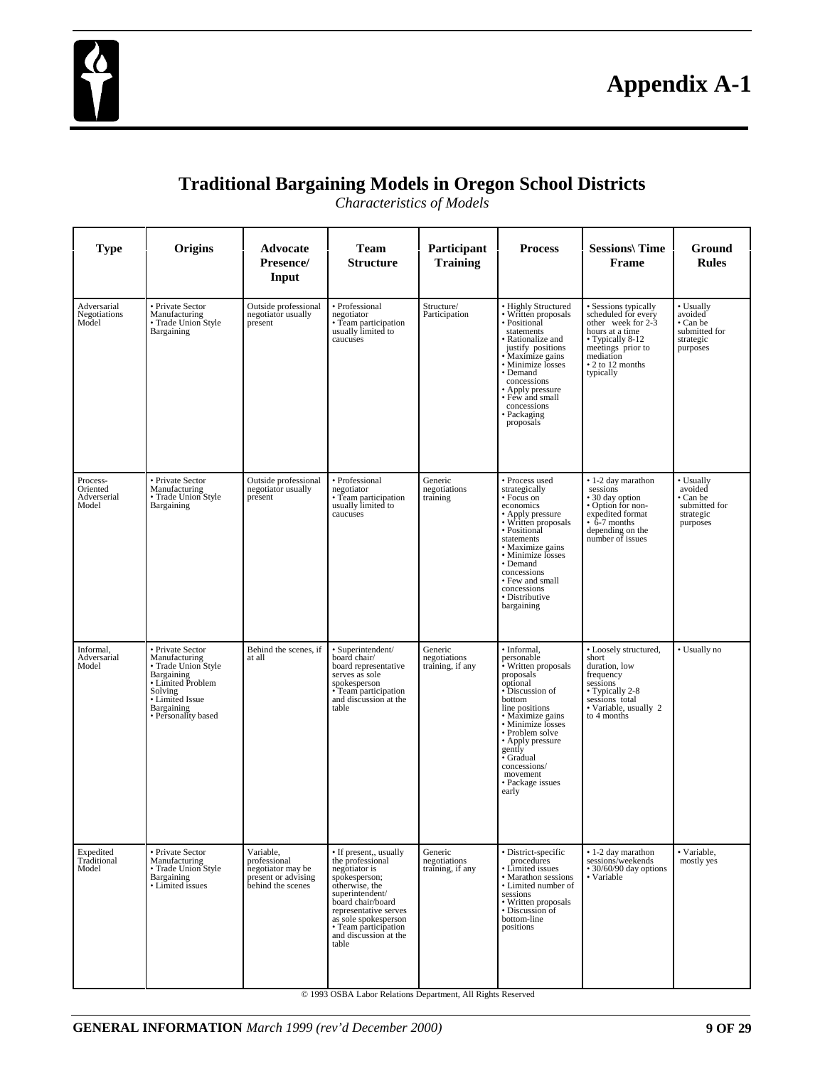# Appendix A-1

## Traditional Bargaining Models in Oregon School Districts

*Characteristics of Models*

| Type | Origins | Advocate Presence/ Input | Team Structure | Participant Training | Process | Sessions\ Time Frame | Ground Rules |
|---|---|---|---|---|---|---|---|
| Adversarial Negotiations Model | • Private Sector Manufacturing<br>• Trade Union Style Bargaining | Outside professional negotiator usually present | • Professional negotiator<br>• Team participation usually limited to caucuses | Structure/ Participation | • Highly Structured<br>• Written proposals<br>• Positional statements<br>• Rationalize and justify positions<br>• Maximize gains<br>• Minimize losses<br>• Demand concessions<br>• Apply pressure<br>• Few and small concessions<br>• Packaging proposals | • Sessions typically scheduled for every other week for 2-3 hours at a time<br>• Typically 8-12 meetings prior to mediation<br>• 2 to 12 months typically | • Usually avoided<br>• Can be submitted for strategic purposes |
| Process-Oriented Adverserial Model | • Private Sector Manufacturing<br>• Trade Union Style Bargaining | Outside professional negotiator usually present | • Professional negotiator<br>• Team participation usually limited to caucuses | Generic negotiations training | • Process used strategically<br>• Focus on economics<br>• Apply pressure<br>• Written proposals<br>• Positional statements<br>• Maximize gains<br>• Minimize losses<br>• Demand concessions<br>• Few and small concessions<br>• Distributive bargaining | • 1-2 day marathon sessions<br>• 30 day option<br>• Option for non-expedited format<br>• 6-7 months depending on the number of issues | • Usually avoided<br>• Can be submitted for strategic purposes |
| Informal, Adversarial Model | • Private Sector Manufacturing<br>• Trade Union Style Bargaining<br>• Limited Problem Solving<br>• Limited Issue Bargaining<br>• Personality based | Behind the scenes, if at all | • Superintendent/ board chair/ board representative serves as sole spokesperson<br>• Team participation and discussion at the table | Generic negotiations training, if any | • Informal, personable<br>• Written proposals proposals optional<br>• Discussion of bottom line positions<br>• Maximize gains<br>• Minimize losses<br>• Problem solve<br>• Apply pressure gently<br>• Gradual concessions/ movement<br>• Package issues early | • Loosely structured, short duration, low frequency sessions<br>• Typically 2-8 sessions total<br>• Variable, usually 2 to 4 months | • Usually no |
| Expedited Traditional Model | • Private Sector Manufacturing<br>• Trade Union Style Bargaining<br>• Limited issues | Variable, professional negotiator may be present or advising behind the scenes | • If present,, usually the professional negotiator is spokesperson; otherwise, the superintendent/ board chair/board representative serves as sole spokesperson<br>• Team participation and discussion at the table | Generic negotiations training, if any | • District-specific procedures<br>• Limited issues<br>• Marathon sessions<br>• Limited number of sessions<br>• Written proposals<br>• Discussion of bottom-line positions | • 1-2 day marathon sessions/weekends<br>• 30/60/90 day options<br>• Variable | • Variable, mostly yes |

© 1993 OSBA Labor Relations Department, All Rights Reserved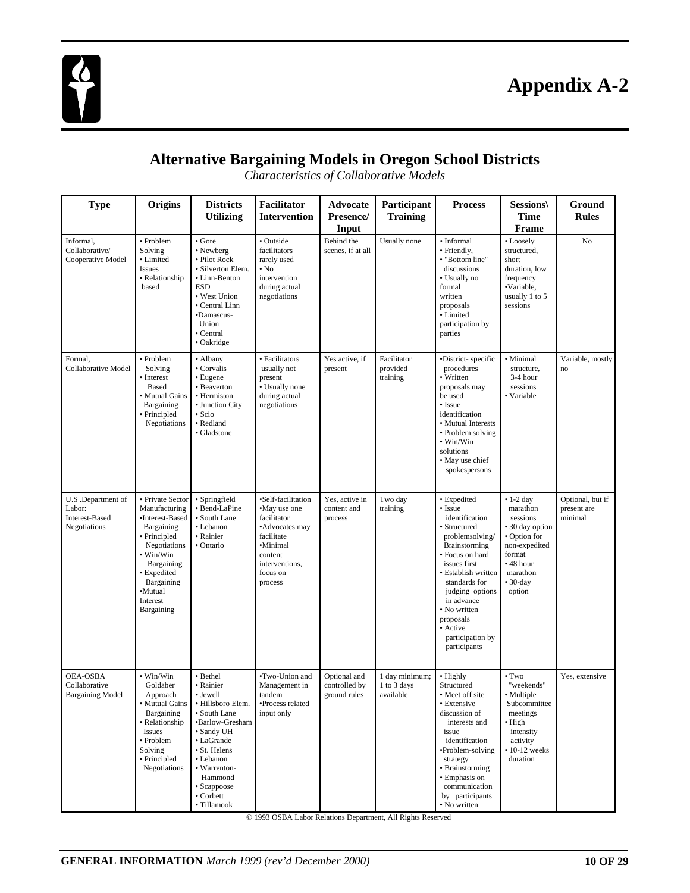# Appendix A-2

## Alternative Bargaining Models in Oregon School Districts

*Characteristics of Collaborative Models*

| Type | Origins | Districts Utilizing | Facilitator Intervention | Advocate Presence/ Input | Participant Training | Process | Sessions\ Time Frame | Ground Rules |
|---|---|---|---|---|---|---|---|---|
| Informal, Collaborative/ Cooperative Model | • Problem Solving • Limited Issues • Relationship based | • Gore • Newberg • Pilot Rock • Silverton Elem. • Linn-Benton ESD • West Union • Central Linn •Damascus-Union • Central • Oakridge | • Outside facilitators rarely used • No intervention during actual negotiations | Behind the scenes, if at all | Usually none | • Informal • Friendly, • "Bottom line" discussions • Usually no formal written proposals • Limited participation by parties | • Loosely structured, short duration, low frequency •Variable, usually 1 to 5 sessions | No |
| Formal, Collaborative Model | • Problem Solving • Interest Based • Mutual Gains Bargaining • Principled Negotiations | • Albany • Corvalis • Eugene • Beaverton • Hermiston • Junction City • Scio • Redland • Gladstone | • Facilitators usually not present • Usually none during actual negotiations | Yes active, if present | Facilitator provided training | •District- specific procedures • Written proposals may be used • Issue identification • Mutual Interests • Problem solving • Win/Win solutions • May use chief spokespersons | • Minimal structure, 3-4 hour sessions • Variable | Variable, mostly no |
| U.S .Department of Labor: Interest-Based Negotiations | • Private Sector Manufacturing •Interest-Based Bargaining • Principled Negotiations • Win/Win Bargaining • Expedited Bargaining •Mutual Interest Bargaining | • Springfield • Bend-LaPine • South Lane • Lebanon • Rainier • Ontario | •Self-facilitation •May use one facilitator •Advocates may facilitate •Minimal content interventions, focus on process | Yes, active in content and process | Two day training | • Expedited • Issue identification • Structured problemsolving/ Brainstorming • Focus on hard issues first • Establish written standards for judging options in advance • No written proposals • Active participation by participants | • 1-2 day marathon sessions • 30 day option • Option for non-expedited format • 48 hour marathon • 30-day option | Optional, but if present are minimal |
| OEA-OSBA Collaborative Bargaining Model | • Win/Win Goldaber Approach • Mutual Gains Bargaining • Relationship Issues • Problem Solving • Principled Negotiations | • Bethel • Rainier • Jewell • Hillsboro Elem. • South Lane •Barlow-Gresham • Sandy UH • LaGrande • St. Helens • Lebanon • Warrenton-Hammond • Scappoose • Corbett • Tillamook | •Two-Union and Management in tandem •Process related input only | Optional and controlled by ground rules | 1 day minimum; 1 to 3 days available | • Highly Structured • Meet off site • Extensive discussion of interests and issue identification •Problem-solving strategy • Brainstorming • Emphasis on communication by participants • No written | • Two "weekends" • Multiple Subcommittee meetings • High intensity activity • 10-12 weeks duration | Yes, extensive |

© 1993 OSBA Labor Relations Department, All Rights Reserved

**GENERAL INFORMATION** *March 1999 (rev'd December 2000)*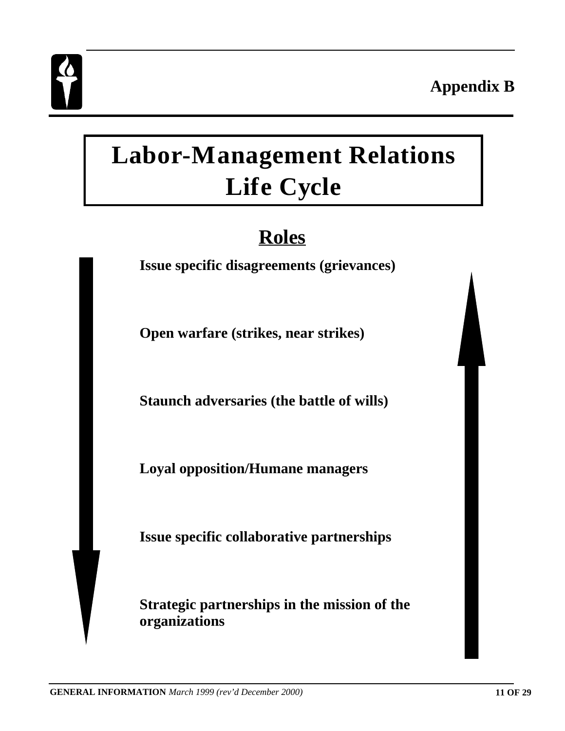**Appendix B**

# Labor-Management Relations Life Cycle

## Roles

**Issue specific disagreements (grievances)**

**Open warfare (strikes, near strikes)**

**Staunch adversaries (the battle of wills)**

**Loyal opposition/Humane managers**

**Issue specific collaborative partnerships**

**Strategic partnerships in the mission of the organizations**

**GENERAL INFORMATION** *March 1999 (rev'd December 2000)*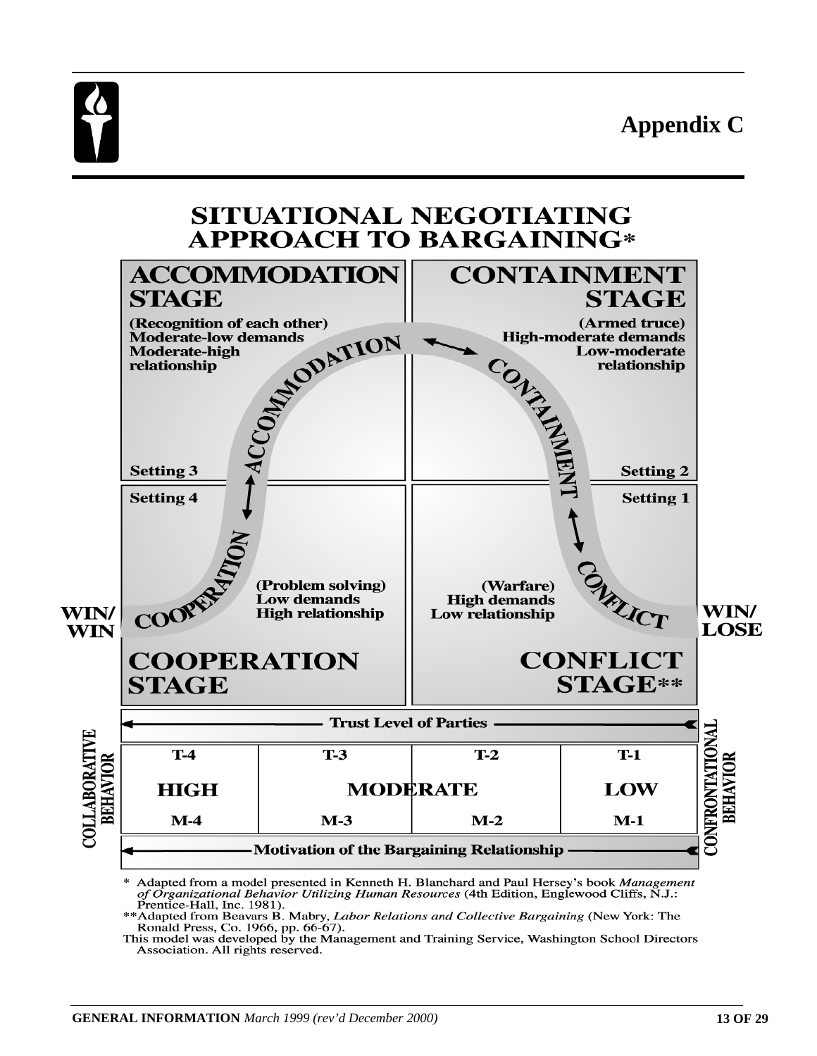# Appendix C

## SITUATIONAL NEGOTIATING APPROACH TO BARGAINING*

**ACCOMMODATION STAGE**

(Recognition of each other)
Moderate-low demands
Moderate-high relationship

Setting 3

**CONTAINMENT STAGE**

(Armed truce)
High-moderate demands
Low-moderate relationship

Setting 2

Setting 4

(Problem solving)
Low demands
High relationship

**COOPERATION STAGE**

Setting 1

(Warfare)
High demands
Low relationship

**CONFLICT STAGE****

ACCOMMODATION ↔ CONTAINMENT

COOPERATION ↔ ACCOMMODATION

CONTAINMENT ↔ CONFLICT

WIN/WIN

WIN/LOSE

Trust Level of Parties

| COLLABORATIVE BEHAVIOR | T-4 | T-3 | T-2 | T-1 | CONFRONTATIONAL BEHAVIOR |
|---|---|---|---|---|---|
| | HIGH | MODERATE | | LOW | |
| | M-4 | M-3 | M-2 | M-1 | |

Motivation of the Bargaining Relationship

\* Adapted from a model presented in Kenneth H. Blanchard and Paul Hersey's book *Management of Organizational Behavior Utilizing Human Resources* (4th Edition, Englewood Cliffs, N.J.: Prentice-Hall, Inc. 1981).

\*\*Adapted from Beavars B. Mabry, *Labor Relations and Collective Bargaining* (New York: The Ronald Press, Co. 1966, pp. 66-67).

This model was developed by the Management and Training Service, Washington School Directors Association. All rights reserved.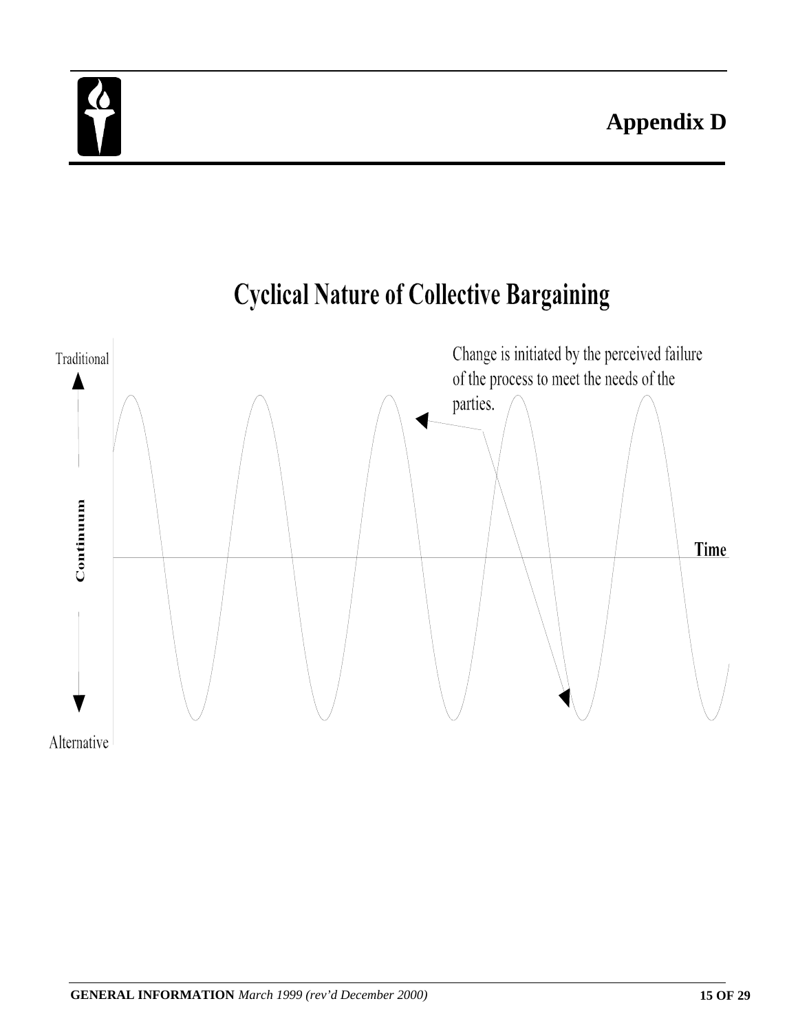# Appendix D

## Cyclical Nature of Collective Bargaining

Traditional

Continuum

Alternative

Time

Change is initiated by the perceived failure of the process to meet the needs of the parties.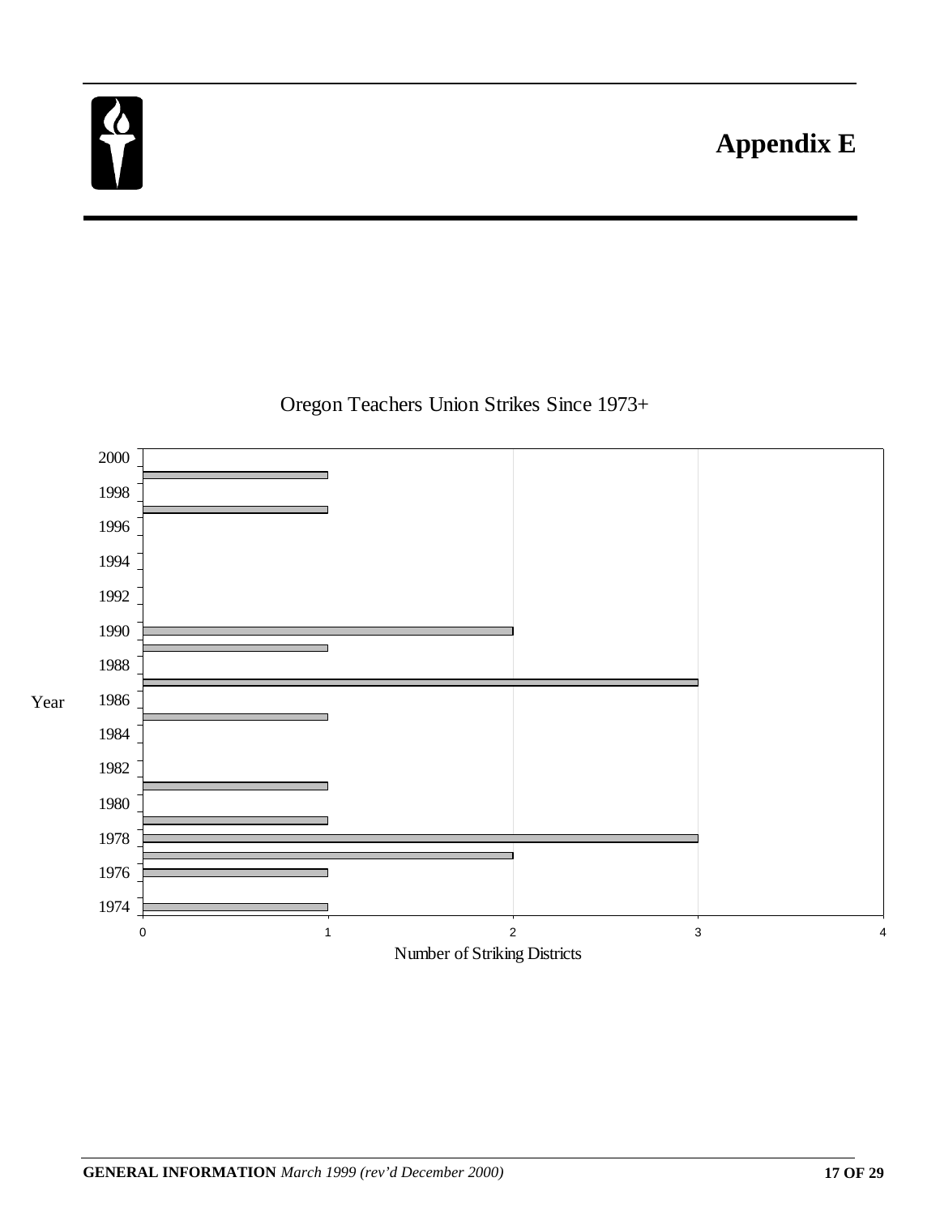# Appendix E

Oregon Teachers Union Strikes Since 1973+

| Year | Number of Striking Districts |
|---|---|
| 1974 | 1 |
| 1976 | 1 |
| 1977 | 2 |
| 1978 | 3 |
| 1979 | 1 |
| 1981 | 1 |
| 1985 | 1 |
| 1987 | 3 |
| 1989 | 1 |
| 1990 | 2 |
| 1997 | 1 |
| 1999 | 1 |

**GENERAL INFORMATION** *March 1999 (rev'd December 2000)*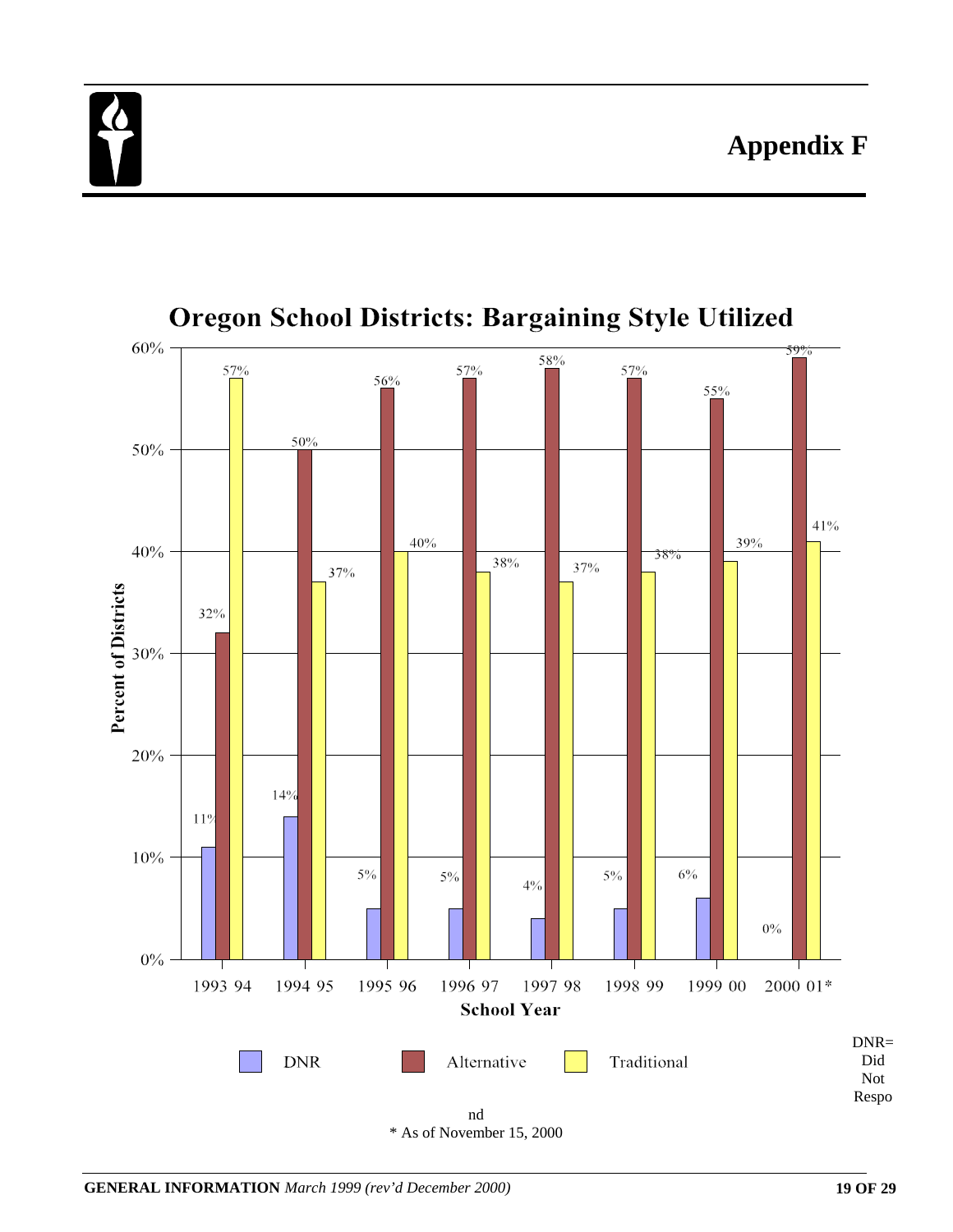# Appendix F

## Oregon School Districts: Bargaining Style Utilized

| School Year | DNR | Alternative | Traditional |
|---|---|---|---|
| 1993 94 | 11% | 32% | 57% |
| 1994 95 | 14% | 50% | 37% |
| 1995 96 | 5% | 56% | 40% |
| 1996 97 | 5% | 57% | 38% |
| 1997 98 | 4% | 58% | 37% |
| 1998 99 | 5% | 57% | 38% |
| 1999 00 | 6% | 55% | 39% |
| 2000 01* | 0% | 59% | 41% |

Percent of Districts / School Year

DNR= Did Not Respond

\* As of November 15, 2000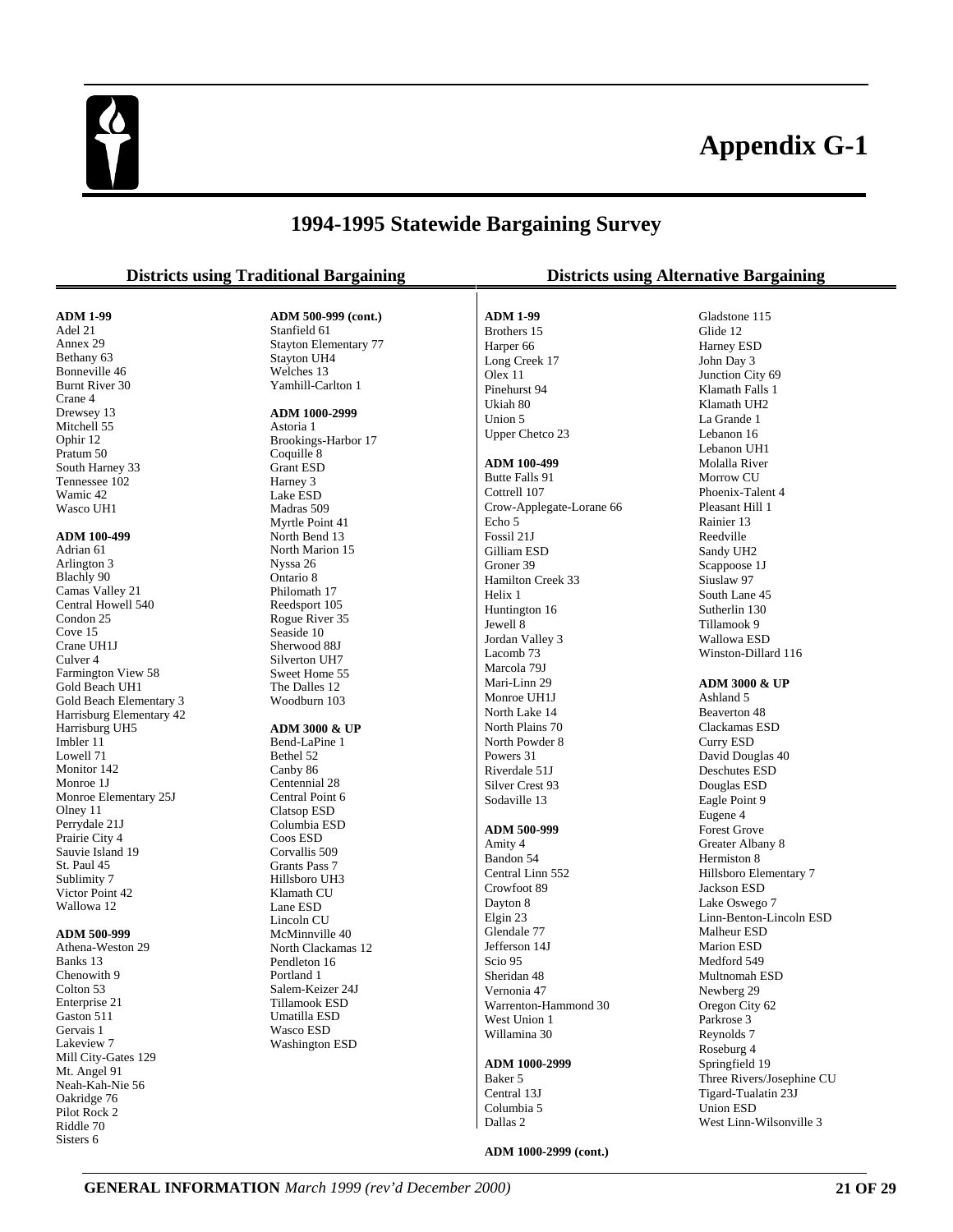# Appendix G-1

## 1994-1995 Statewide Bargaining Survey

### Districts using Traditional Bargaining

**ADM 1-99**

Adel 21
Annex 29
Bethany 63
Bonneville 46
Burnt River 30
Crane 4
Drewsey 13
Mitchell 55
Ophir 12
Pratum 50
South Harney 33
Tennessee 102
Wamic 42
Wasco UH1

**ADM 100-499**

Adrian 61
Arlington 3
Blachly 90
Camas Valley 21
Central Howell 540
Condon 25
Cove 15
Crane UH1J
Culver 4
Farmington View 58
Gold Beach UH1
Gold Beach Elementary 3
Harrisburg Elementary 42
Harrisburg UH5
Imbler 11
Lowell 71
Monitor 142
Monroe 1J
Monroe Elementary 25J
Olney 11
Perrydale 21J
Prairie City 4
Sauvie Island 19
St. Paul 45
Sublimity 7
Victor Point 42
Wallowa 12

**ADM 500-999**

Athena-Weston 29
Banks 13
Chenowith 9
Colton 53
Enterprise 21
Gaston 511
Gervais 1
Lakeview 7
Mill City-Gates 129
Mt. Angel 91
Neah-Kah-Nie 56
Oakridge 76
Pilot Rock 2
Riddle 70
Sisters 6

**ADM 500-999 (cont.)**

Stanfield 61
Stayton Elementary 77
Stayton UH4
Welches 13
Yamhill-Carlton 1

**ADM 1000-2999**

Astoria 1
Brookings-Harbor 17
Coquille 8
Grant ESD
Harney 3
Lake ESD
Madras 509
Myrtle Point 41
North Bend 13
North Marion 15
Nyssa 26
Ontario 8
Philomath 17
Reedsport 105
Rogue River 35
Seaside 10
Sherwood 88J
Silverton UH7
Sweet Home 55
The Dalles 12
Woodburn 103

**ADM 3000 & UP**

Bend-LaPine 1
Bethel 52
Canby 86
Centennial 28
Central Point 6
Clatsop ESD
Columbia ESD
Coos ESD
Corvallis 509
Grants Pass 7
Hillsboro UH3
Klamath CU
Lane ESD
Lincoln CU
McMinnville 40
North Clackamas 12
Pendleton 16
Portland 1
Salem-Keizer 24J
Tillamook ESD
Umatilla ESD
Wasco ESD
Washington ESD

### Districts using Alternative Bargaining

**ADM 1-99**

Brothers 15
Harper 66
Long Creek 17
Olex 11
Pinehurst 94
Ukiah 80
Union 5
Upper Chetco 23

**ADM 100-499**

Butte Falls 91
Cottrell 107
Crow-Applegate-Lorane 66
Echo 5
Fossil 21J
Gilliam ESD
Groner 39
Hamilton Creek 33
Helix 1
Huntington 16
Jewell 8
Jordan Valley 3
Lacomb 73
Marcola 79J
Mari-Linn 29
Monroe UH1J
North Lake 14
North Plains 70
North Powder 8
Powers 31
Riverdale 51J
Silver Crest 93
Sodaville 13

**ADM 500-999**

Amity 4
Bandon 54
Central Linn 552
Crowfoot 89
Dayton 8
Elgin 23
Glendale 77
Jefferson 14J
Scio 95
Sheridan 48
Vernonia 47
Warrenton-Hammond 30
West Union 1
Willamina 30

**ADM 1000-2999**

Baker 5
Central 13J
Columbia 5
Dallas 2

**ADM 1000-2999 (cont.)**

Gladstone 115
Glide 12
Harney ESD
John Day 3
Junction City 69
Klamath Falls 1
Klamath UH2
La Grande 1
Lebanon 16
Lebanon UH1
Molalla River
Morrow CU
Phoenix-Talent 4
Pleasant Hill 1
Rainier 13
Reedville
Sandy UH2
Scappoose 1J
Siuslaw 97
South Lane 45
Sutherlin 130
Tillamook 9
Wallowa ESD
Winston-Dillard 116

**ADM 3000 & UP**

Ashland 5
Beaverton 48
Clackamas ESD
Curry ESD
David Douglas 40
Deschutes ESD
Douglas ESD
Eagle Point 9
Eugene 4
Forest Grove
Greater Albany 8
Hermiston 8
Hillsboro Elementary 7
Jackson ESD
Lake Oswego 7
Linn-Benton-Lincoln ESD
Malheur ESD
Marion ESD
Medford 549
Multnomah ESD
Newberg 29
Oregon City 62
Parkrose 3
Reynolds 7
Roseburg 4
Springfield 19
Three Rivers/Josephine CU
Tigard-Tualatin 23J
Union ESD
West Linn-Wilsonville 3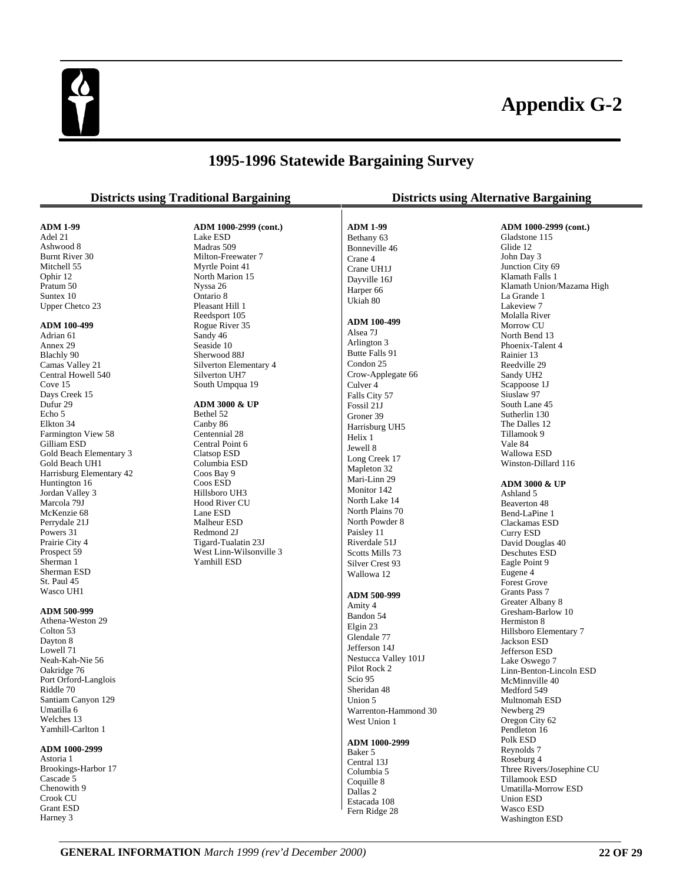# Appendix G-2

## 1995-1996 Statewide Bargaining Survey

### Districts using Traditional Bargaining

**ADM 1-99**
Adel 21
Ashwood 8
Burnt River 30
Mitchell 55
Ophir 12
Pratum 50
Suntex 10
Upper Chetco 23

**ADM 100-499**
Adrian 61
Annex 29
Blachly 90
Camas Valley 21
Central Howell 540
Cove 15
Days Creek 15
Dufur 29
Echo 5
Elkton 34
Farmington View 58
Gilliam ESD
Gold Beach Elementary 3
Gold Beach UH1
Harrisburg Elementary 42
Huntington 16
Jordan Valley 3
Marcola 79J
McKenzie 68
Perrydale 21J
Powers 31
Prairie City 4
Prospect 59
Sherman 1
Sherman ESD
St. Paul 45
Wasco UH1

**ADM 500-999**
Athena-Weston 29
Colton 53
Dayton 8
Lowell 71
Neah-Kah-Nie 56
Oakridge 76
Port Orford-Langlois
Riddle 70
Santiam Canyon 129
Umatilla 6
Welches 13
Yamhill-Carlton 1

**ADM 1000-2999**
Astoria 1
Brookings-Harbor 17
Cascade 5
Chenowith 9
Crook CU
Grant ESD
Harney 3

**ADM 1000-2999 (cont.)**
Lake ESD
Madras 509
Milton-Freewater 7
Myrtle Point 41
North Marion 15
Nyssa 26
Ontario 8
Pleasant Hill 1
Reedsport 105
Rogue River 35
Sandy 46
Seaside 10
Sherwood 88J
Silverton Elementary 4
Silverton UH7
South Umpqua 19

**ADM 3000 & UP**
Bethel 52
Canby 86
Centennial 28
Central Point 6
Clatsop ESD
Columbia ESD
Coos Bay 9
Coos ESD
Hillsboro UH3
Hood River CU
Lane ESD
Malheur ESD
Redmond 2J
Tigard-Tualatin 23J
West Linn-Wilsonville 3
Yamhill ESD

### Districts using Alternative Bargaining

**ADM 1-99**
Bethany 63
Bonneville 46
Crane 4
Crane UH1J
Dayville 16J
Harper 66
Ukiah 80

**ADM 100-499**
Alsea 7J
Arlington 3
Butte Falls 91
Condon 25
Crow-Applegate 66
Culver 4
Falls City 57
Fossil 21J
Groner 39
Harrisburg UH5
Helix 1
Jewell 8
Long Creek 17
Mapleton 32
Mari-Linn 29
Monitor 142
North Lake 14
North Plains 70
North Powder 8
Paisley 11
Riverdale 51J
Scotts Mills 73
Silver Crest 93
Wallowa 12

**ADM 500-999**
Amity 4
Bandon 54
Elgin 23
Glendale 77
Jefferson 14J
Nestucca Valley 101J
Pilot Rock 2
Scio 95
Sheridan 48
Union 5
Warrenton-Hammond 30
West Union 1

**ADM 1000-2999**
Baker 5
Central 13J
Columbia 5
Coquille 8
Dallas 2
Estacada 108
Fern Ridge 28

**ADM 1000-2999 (cont.)**
Gladstone 115
Glide 12
John Day 3
Junction City 69
Klamath Falls 1
Klamath Union/Mazama High
La Grande 1
Lakeview 7
Molalla River
Morrow CU
North Bend 13
Phoenix-Talent 4
Rainier 13
Reedville 29
Sandy UH2
Scappoose 1J
Siuslaw 97
South Lane 45
Sutherlin 130
The Dalles 12
Tillamook 9
Vale 84
Wallowa ESD
Winston-Dillard 116

**ADM 3000 & UP**
Ashland 5
Beaverton 48
Bend-LaPine 1
Clackamas ESD
Curry ESD
David Douglas 40
Deschutes ESD
Eagle Point 9
Eugene 4
Forest Grove
Grants Pass 7
Greater Albany 8
Gresham-Barlow 10
Hermiston 8
Hillsboro Elementary 7
Jackson ESD
Jefferson ESD
Lake Oswego 7
Linn-Benton-Lincoln ESD
McMinnville 40
Medford 549
Multnomah ESD
Newberg 29
Oregon City 62
Pendleton 16
Polk ESD
Reynolds 7
Roseburg 4
Three Rivers/Josephine CU
Tillamook ESD
Umatilla-Morrow ESD
Union ESD
Wasco ESD
Washington ESD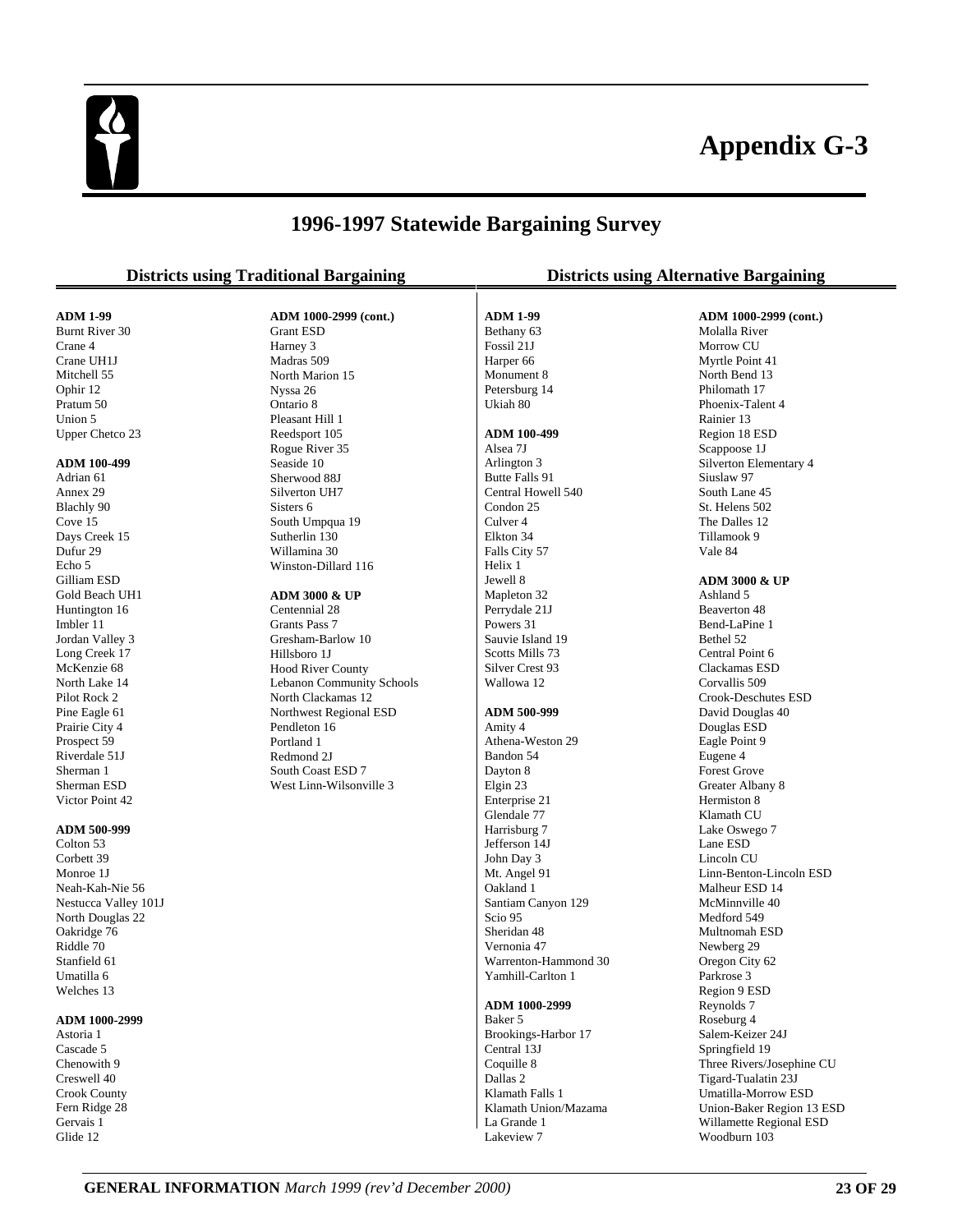# Appendix G-3

## 1996-1997 Statewide Bargaining Survey

### Districts using Traditional Bargaining

**ADM 1-99**
Burnt River 30
Crane 4
Crane UH1J
Mitchell 55
Ophir 12
Pratum 50
Union 5
Upper Chetco 23

**ADM 100-499**
Adrian 61
Annex 29
Blachly 90
Cove 15
Days Creek 15
Dufur 29
Echo 5
Gilliam ESD
Gold Beach UH1
Huntington 16
Imbler 11
Jordan Valley 3
Long Creek 17
McKenzie 68
North Lake 14
Pilot Rock 2
Pine Eagle 61
Prairie City 4
Prospect 59
Riverdale 51J
Sherman 1
Sherman ESD
Victor Point 42

**ADM 500-999**
Colton 53
Corbett 39
Monroe 1J
Neah-Kah-Nie 56
Nestucca Valley 101J
North Douglas 22
Oakridge 76
Riddle 70
Stanfield 61
Umatilla 6
Welches 13

**ADM 1000-2999**
Astoria 1
Cascade 5
Chenowith 9
Creswell 40
Crook County
Fern Ridge 28
Gervais 1
Glide 12

**ADM 1000-2999 (cont.)**
Grant ESD
Harney 3
Madras 509
North Marion 15
Nyssa 26
Ontario 8
Pleasant Hill 1
Reedsport 105
Rogue River 35
Seaside 10
Sherwood 88J
Silverton UH7
Sisters 6
South Umpqua 19
Sutherlin 130
Willamina 30
Winston-Dillard 116

**ADM 3000 & UP**
Centennial 28
Grants Pass 7
Gresham-Barlow 10
Hillsboro 1J
Hood River County
Lebanon Community Schools
North Clackamas 12
Northwest Regional ESD
Pendleton 16
Portland 1
Redmond 2J
South Coast ESD 7
West Linn-Wilsonville 3

### Districts using Alternative Bargaining

**ADM 1-99**
Bethany 63
Fossil 21J
Harper 66
Monument 8
Petersburg 14
Ukiah 80

**ADM 100-499**
Alsea 7J
Arlington 3
Butte Falls 91
Central Howell 540
Condon 25
Culver 4
Elkton 34
Falls City 57
Helix 1
Jewell 8
Mapleton 32
Perrydale 21J
Powers 31
Sauvie Island 19
Scotts Mills 73
Silver Crest 93
Wallowa 12

**ADM 500-999**
Amity 4
Athena-Weston 29
Bandon 54
Dayton 8
Elgin 23
Enterprise 21
Glendale 77
Harrisburg 7
Jefferson 14J
John Day 3
Mt. Angel 91
Oakland 1
Santiam Canyon 129
Scio 95
Sheridan 48
Vernonia 47
Warrenton-Hammond 30
Yamhill-Carlton 1

**ADM 1000-2999**
Baker 5
Brookings-Harbor 17
Central 13J
Coquille 8
Dallas 2
Klamath Falls 1
Klamath Union/Mazama
La Grande 1
Lakeview 7

**ADM 1000-2999 (cont.)**
Molalla River
Morrow CU
Myrtle Point 41
North Bend 13
Philomath 17
Phoenix-Talent 4
Rainier 13
Region 18 ESD
Scappoose 1J
Silverton Elementary 4
Siuslaw 97
South Lane 45
St. Helens 502
The Dalles 12
Tillamook 9
Vale 84

**ADM 3000 & UP**
Ashland 5
Beaverton 48
Bend-LaPine 1
Bethel 52
Central Point 6
Clackamas ESD
Corvallis 509
Crook-Deschutes ESD
David Douglas 40
Douglas ESD
Eagle Point 9
Eugene 4
Forest Grove
Greater Albany 8
Hermiston 8
Klamath CU
Lake Oswego 7
Lane ESD
Lincoln CU
Linn-Benton-Lincoln ESD
Malheur ESD 14
McMinnville 40
Medford 549
Multnomah ESD
Newberg 29
Oregon City 62
Parkrose 3
Region 9 ESD
Reynolds 7
Roseburg 4
Salem-Keizer 24J
Springfield 19
Three Rivers/Josephine CU
Tigard-Tualatin 23J
Umatilla-Morrow ESD
Union-Baker Region 13 ESD
Willamette Regional ESD
Woodburn 103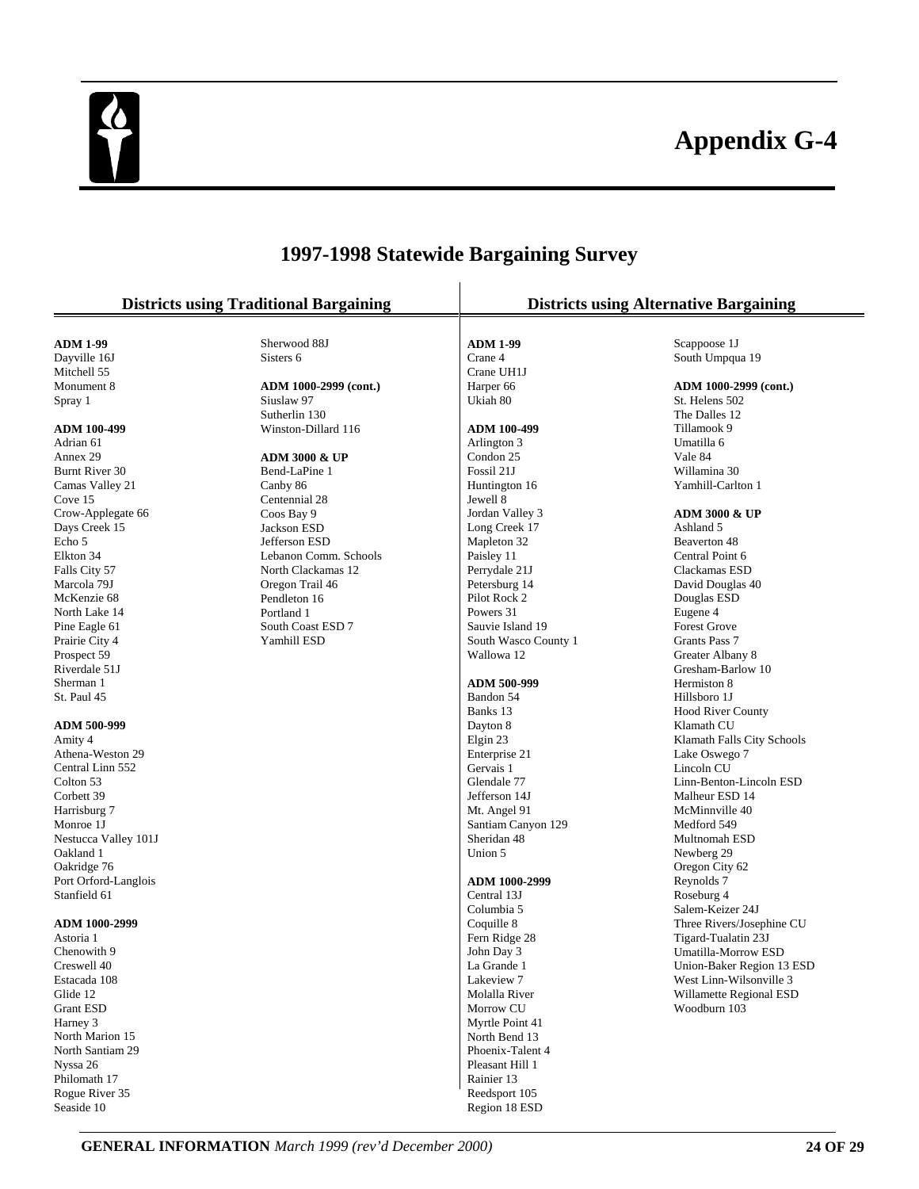# Appendix G-4

## 1997-1998 Statewide Bargaining Survey

### Districts using Traditional Bargaining

**ADM 1-99**
Dayville 16J
Mitchell 55
Monument 8
Spray 1

**ADM 100-499**
Adrian 61
Annex 29
Burnt River 30
Camas Valley 21
Cove 15
Crow-Applegate 66
Days Creek 15
Echo 5
Elkton 34
Falls City 57
Marcola 79J
McKenzie 68
North Lake 14
Pine Eagle 61
Prairie City 4
Prospect 59
Riverdale 51J
Sherman 1
St. Paul 45

**ADM 500-999**
Amity 4
Athena-Weston 29
Central Linn 552
Colton 53
Corbett 39
Harrisburg 7
Monroe 1J
Nestucca Valley 101J
Oakland 1
Oakridge 76
Port Orford-Langlois
Stanfield 61

**ADM 1000-2999**
Astoria 1
Chenowith 9
Creswell 40
Estacada 108
Glide 12
Grant ESD
Harney 3
North Marion 15
North Santiam 29
Nyssa 26
Philomath 17
Rogue River 35
Seaside 10
Sherwood 88J
Sisters 6

**ADM 1000-2999 (cont.)**
Siuslaw 97
Sutherlin 130
Winston-Dillard 116

**ADM 3000 & UP**
Bend-LaPine 1
Canby 86
Centennial 28
Coos Bay 9
Jackson ESD
Jefferson ESD
Lebanon Comm. Schools
North Clackamas 12
Oregon Trail 46
Pendleton 16
Portland 1
South Coast ESD 7
Yamhill ESD

### Districts using Alternative Bargaining

**ADM 1-99**
Crane 4
Crane UH1J
Harper 66
Ukiah 80

**ADM 100-499**
Arlington 3
Condon 25
Fossil 21J
Huntington 16
Jewell 8
Jordan Valley 3
Long Creek 17
Mapleton 32
Paisley 11
Perrydale 21J
Petersburg 14
Pilot Rock 2
Powers 31
Sauvie Island 19
South Wasco County 1
Wallowa 12

**ADM 500-999**
Bandon 54
Banks 13
Dayton 8
Elgin 23
Enterprise 21
Gervais 1
Glendale 77
Jefferson 14J
Mt. Angel 91
Santiam Canyon 129
Sheridan 48
Union 5

**ADM 1000-2999**
Central 13J
Columbia 5
Coquille 8
Fern Ridge 28
John Day 3
La Grande 1
Lakeview 7
Molalla River
Morrow CU
Myrtle Point 41
North Bend 13
Phoenix-Talent 4
Pleasant Hill 1
Rainier 13
Reedsport 105
Region 18 ESD
Scappoose 1J
South Umpqua 19

**ADM 1000-2999 (cont.)**
St. Helens 502
The Dalles 12
Tillamook 9
Umatilla 6
Vale 84
Willamina 30
Yamhill-Carlton 1

**ADM 3000 & UP**
Ashland 5
Beaverton 48
Central Point 6
Clackamas ESD
David Douglas 40
Douglas ESD
Eugene 4
Forest Grove
Grants Pass 7
Greater Albany 8
Gresham-Barlow 10
Hermiston 8
Hillsboro 1J
Hood River County
Klamath CU
Klamath Falls City Schools
Lake Oswego 7
Lincoln CU
Linn-Benton-Lincoln ESD
Malheur ESD 14
McMinnville 40
Medford 549
Multnomah ESD
Newberg 29
Oregon City 62
Reynolds 7
Roseburg 4
Salem-Keizer 24J
Three Rivers/Josephine CU
Tigard-Tualatin 23J
Umatilla-Morrow ESD
Union-Baker Region 13 ESD
West Linn-Wilsonville 3
Willamette Regional ESD
Woodburn 103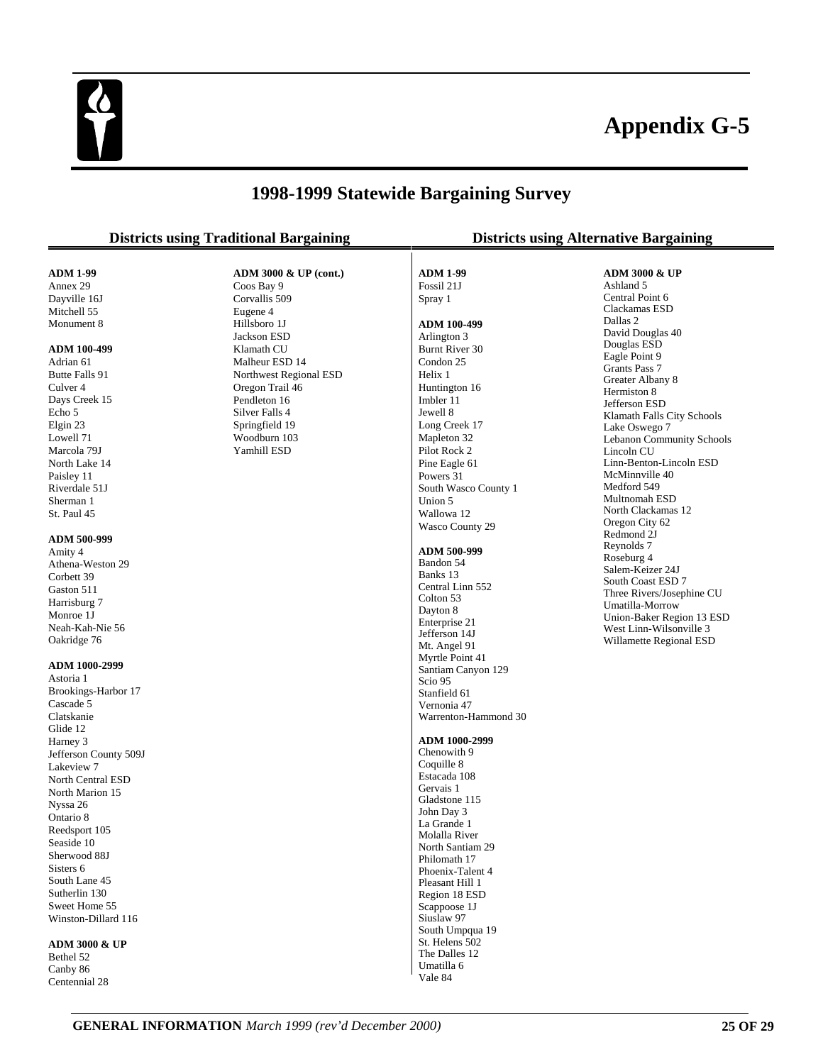# Appendix G-5

## 1998-1999 Statewide Bargaining Survey

### Districts using Traditional Bargaining

**ADM 1-99**
Annex 29
Dayville 16J
Mitchell 55
Monument 8

**ADM 100-499**
Adrian 61
Butte Falls 91
Culver 4
Days Creek 15
Echo 5
Elgin 23
Lowell 71
Marcola 79J
North Lake 14
Paisley 11
Riverdale 51J
Sherman 1
St. Paul 45

**ADM 500-999**
Amity 4
Athena-Weston 29
Corbett 39
Gaston 511
Harrisburg 7
Monroe 1J
Neah-Kah-Nie 56
Oakridge 76

**ADM 1000-2999**
Astoria 1
Brookings-Harbor 17
Cascade 5
Clatskanie
Glide 12
Harney 3
Jefferson County 509J
Lakeview 7
North Central ESD
North Marion 15
Nyssa 26
Ontario 8
Reedsport 105
Seaside 10
Sherwood 88J
Sisters 6
South Lane 45
Sutherlin 130
Sweet Home 55
Winston-Dillard 116

**ADM 3000 & UP**
Bethel 52
Canby 86
Centennial 28

**ADM 3000 & UP (cont.)**
Coos Bay 9
Corvallis 509
Eugene 4
Hillsboro 1J
Jackson ESD
Klamath CU
Malheur ESD 14
Northwest Regional ESD
Oregon Trail 46
Pendleton 16
Silver Falls 4
Springfield 19
Woodburn 103
Yamhill ESD

### Districts using Alternative Bargaining

**ADM 1-99**
Fossil 21J
Spray 1

**ADM 100-499**
Arlington 3
Burnt River 30
Condon 25
Helix 1
Huntington 16
Imbler 11
Jewell 8
Long Creek 17
Mapleton 32
Pilot Rock 2
Pine Eagle 61
Powers 31
South Wasco County 1
Union 5
Wallowa 12
Wasco County 29

**ADM 500-999**
Bandon 54
Banks 13
Central Linn 552
Colton 53
Dayton 8
Enterprise 21
Jefferson 14J
Mt. Angel 91
Myrtle Point 41
Santiam Canyon 129
Scio 95
Stanfield 61
Vernonia 47
Warrenton-Hammond 30

**ADM 1000-2999**
Chenowith 9
Coquille 8
Estacada 108
Gervais 1
Gladstone 115
John Day 3
La Grande 1
Molalla River
North Santiam 29
Philomath 17
Phoenix-Talent 4
Pleasant Hill 1
Region 18 ESD
Scappoose 1J
Siuslaw 97
South Umpqua 19
St. Helens 502
The Dalles 12
Umatilla 6
Vale 84

**ADM 3000 & UP**
Ashland 5
Central Point 6
Clackamas ESD
Dallas 2
David Douglas 40
Douglas ESD
Eagle Point 9
Grants Pass 7
Greater Albany 8
Hermiston 8
Jefferson ESD
Klamath Falls City Schools
Lake Oswego 7
Lebanon Community Schools
Lincoln CU
Linn-Benton-Lincoln ESD
McMinnville 40
Medford 549
Multnomah ESD
North Clackamas 12
Oregon City 62
Redmond 2J
Reynolds 7
Roseburg 4
Salem-Keizer 24J
South Coast ESD 7
Three Rivers/Josephine CU
Umatilla-Morrow
Union-Baker Region 13 ESD
West Linn-Wilsonville 3
Willamette Regional ESD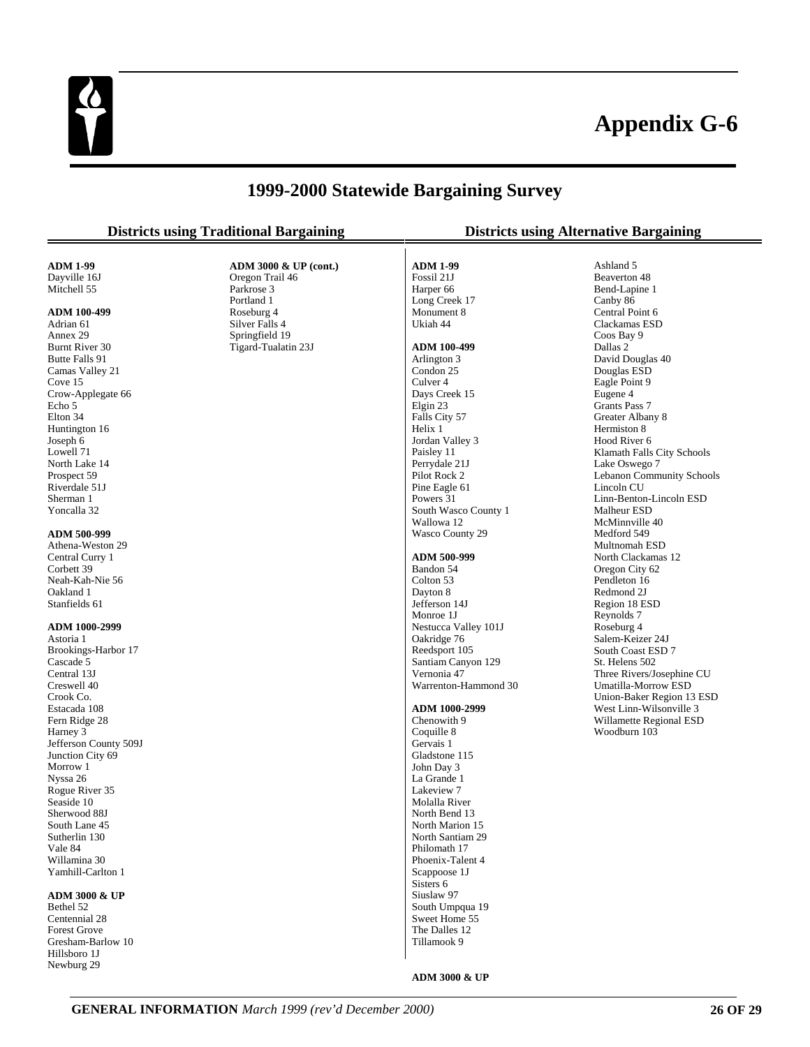# Appendix G-6

## 1999-2000 Statewide Bargaining Survey

### Districts using Traditional Bargaining

**ADM 1-99**
Dayville 16J
Mitchell 55

**ADM 100-499**
Adrian 61
Annex 29
Burnt River 30
Butte Falls 91
Camas Valley 21
Cove 15
Crow-Applegate 66
Echo 5
Elton 34
Huntington 16
Joseph 6
Lowell 71
North Lake 14
Prospect 59
Riverdale 51J
Sherman 1
Yoncalla 32

**ADM 500-999**
Athena-Weston 29
Central Curry 1
Corbett 39
Neah-Kah-Nie 56
Oakland 1
Stanfields 61

**ADM 1000-2999**
Astoria 1
Brookings-Harbor 17
Cascade 5
Central 13J
Creswell 40
Crook Co.
Estacada 108
Fern Ridge 28
Harney 3
Jefferson County 509J
Junction City 69
Morrow 1
Nyssa 26
Rogue River 35
Seaside 10
Sherwood 88J
South Lane 45
Sutherlin 130
Vale 84
Willamina 30
Yamhill-Carlton 1

**ADM 3000 & UP**
Bethel 52
Centennial 28
Forest Grove
Gresham-Barlow 10
Hillsboro 1J
Newburg 29

**ADM 3000 & UP (cont.)**
Oregon Trail 46
Parkrose 3
Portland 1
Roseburg 4
Silver Falls 4
Springfield 19
Tigard-Tualatin 23J

### Districts using Alternative Bargaining

**ADM 1-99**
Fossil 21J
Harper 66
Long Creek 17
Monument 8
Ukiah 44

**ADM 100-499**
Arlington 3
Condon 25
Culver 4
Days Creek 15
Elgin 23
Falls City 57
Helix 1
Jordan Valley 3
Paisley 11
Perrydale 21J
Pilot Rock 2
Pine Eagle 61
Powers 31
South Wasco County 1
Wallowa 12
Wasco County 29

**ADM 500-999**
Bandon 54
Colton 53
Dayton 8
Jefferson 14J
Monroe 1J
Nestucca Valley 101J
Oakridge 76
Reedsport 105
Santiam Canyon 129
Vernonia 47
Warrenton-Hammond 30

**ADM 1000-2999**
Chenowith 9
Coquille 8
Gervais 1
Gladstone 115
John Day 3
La Grande 1
Lakeview 7
Molalla River
North Bend 13
North Marion 15
North Santiam 29
Philomath 17
Phoenix-Talent 4
Scappoose 1J
Sisters 6
Siuslaw 97
South Umpqua 19
Sweet Home 55
The Dalles 12
Tillamook 9

**ADM 3000 & UP**
Ashland 5
Beaverton 48
Bend-Lapine 1
Canby 86
Central Point 6
Clackamas ESD
Coos Bay 9
Dallas 2
David Douglas 40
Douglas ESD
Eagle Point 9
Eugene 4
Grants Pass 7
Greater Albany 8
Hermiston 8
Hood River 6
Klamath Falls City Schools
Lake Oswego 7
Lebanon Community Schools
Lincoln CU
Linn-Benton-Lincoln ESD
Malheur ESD
McMinnville 40
Medford 549
Multnomah ESD
North Clackamas 12
Oregon City 62
Pendleton 16
Redmond 2J
Region 18 ESD
Reynolds 7
Roseburg 4
Salem-Keizer 24J
South Coast ESD 7
St. Helens 502
Three Rivers/Josephine CU
Umatilla-Morrow ESD
Union-Baker Region 13 ESD
West Linn-Wilsonville 3
Willamette Regional ESD
Woodburn 103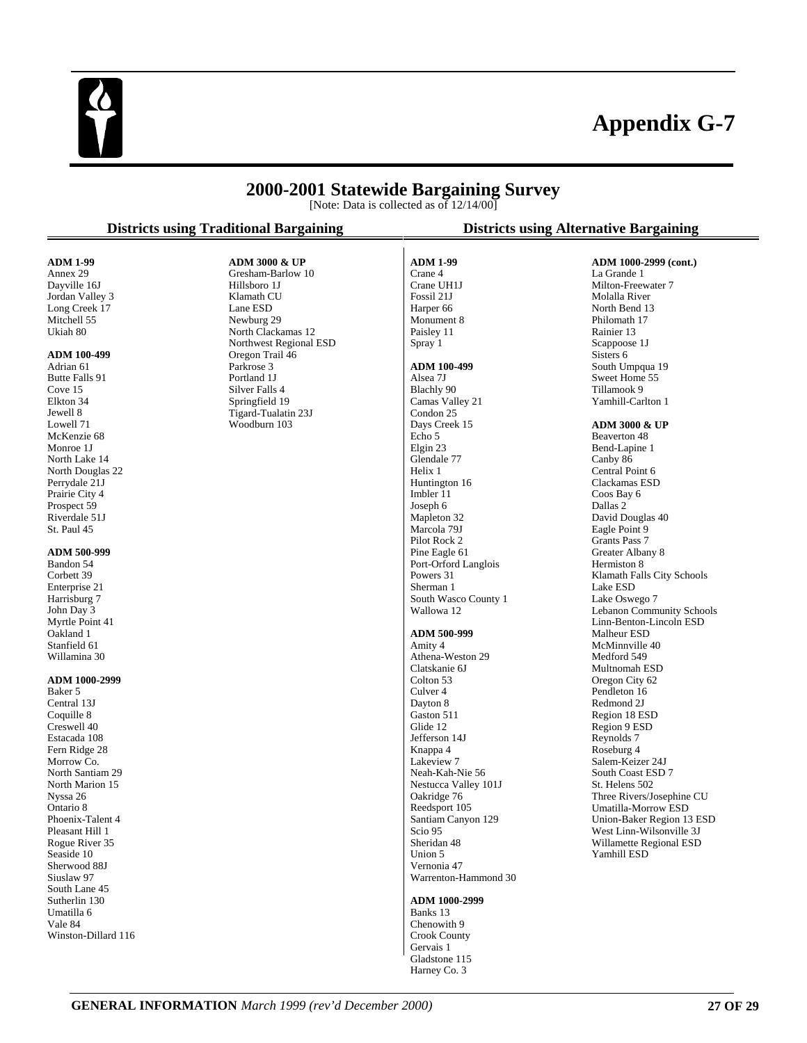# Appendix G-7

## 2000-2001 Statewide Bargaining Survey

[Note: Data is collected as of 12/14/00]

### Districts using Traditional Bargaining

**ADM 1-99**
Annex 29
Dayville 16J
Jordan Valley 3
Long Creek 17
Mitchell 55
Ukiah 80

**ADM 100-499**
Adrian 61
Butte Falls 91
Cove 15
Elkton 34
Jewell 8
Lowell 71
McKenzie 68
Monroe 1J
North Lake 14
North Douglas 22
Perrydale 21J
Prairie City 4
Prospect 59
Riverdale 51J
St. Paul 45

**ADM 500-999**
Bandon 54
Corbett 39
Enterprise 21
Harrisburg 7
John Day 3
Myrtle Point 41
Oakland 1
Stanfield 61
Willamina 30

**ADM 1000-2999**
Baker 5
Central 13J
Coquille 8
Creswell 40
Estacada 108
Fern Ridge 28
Morrow Co.
North Santiam 29
North Marion 15
Nyssa 26
Ontario 8
Phoenix-Talent 4
Pleasant Hill 1
Rogue River 35
Seaside 10
Sherwood 88J
Siuslaw 97
South Lane 45
Sutherlin 130
Umatilla 6
Vale 84
Winston-Dillard 116

**ADM 3000 & UP**
Gresham-Barlow 10
Hillsboro 1J
Klamath CU
Lane ESD
Newburg 29
North Clackamas 12
Northwest Regional ESD
Oregon Trail 46
Parkrose 3
Portland 1J
Silver Falls 4
Springfield 19
Tigard-Tualatin 23J
Woodburn 103

### Districts using Alternative Bargaining

**ADM 1-99**
Crane 4
Crane UH1J
Fossil 21J
Harper 66
Monument 8
Paisley 11
Spray 1

**ADM 100-499**
Alsea 7J
Blachly 90
Camas Valley 21
Condon 25
Days Creek 15
Echo 5
Elgin 23
Glendale 77
Helix 1
Huntington 16
Imbler 11
Joseph 6
Mapleton 32
Marcola 79J
Pilot Rock 2
Pine Eagle 61
Port-Orford Langlois
Powers 31
Sherman 1
South Wasco County 1
Wallowa 12

**ADM 500-999**
Amity 4
Athena-Weston 29
Clatskanie 6J
Colton 53
Culver 4
Dayton 8
Gaston 511
Glide 12
Jefferson 14J
Knappa 4
Lakeview 7
Neah-Kah-Nie 56
Nestucca Valley 101J
Oakridge 76
Reedsport 105
Santiam Canyon 129
Scio 95
Sheridan 48
Union 5
Vernonia 47
Warrenton-Hammond 30

**ADM 1000-2999**
Banks 13
Chenowith 9
Crook County
Gervais 1
Gladstone 115
Harney Co. 3

**ADM 1000-2999 (cont.)**
La Grande 1
Milton-Freewater 7
Molalla River
North Bend 13
Philomath 17
Rainier 13
Scappoose 1J
Sisters 6
South Umpqua 19
Sweet Home 55
Tillamook 9
Yamhill-Carlton 1

**ADM 3000 & UP**
Beaverton 48
Bend-Lapine 1
Canby 86
Central Point 6
Clackamas ESD
Coos Bay 6
Dallas 2
David Douglas 40
Eagle Point 9
Grants Pass 7
Greater Albany 8
Hermiston 8
Klamath Falls City Schools
Lake ESD
Lake Oswego 7
Lebanon Community Schools
Linn-Benton-Lincoln ESD
Malheur ESD
McMinnville 40
Medford 549
Multnomah ESD
Oregon City 62
Pendleton 16
Redmond 2J
Region 18 ESD
Region 9 ESD
Reynolds 7
Roseburg 4
Salem-Keizer 24J
South Coast ESD 7
St. Helens 502
Three Rivers/Josephine CU
Umatilla-Morrow ESD
Union-Baker Region 13 ESD
West Linn-Wilsonville 3J
Willamette Regional ESD
Yamhill ESD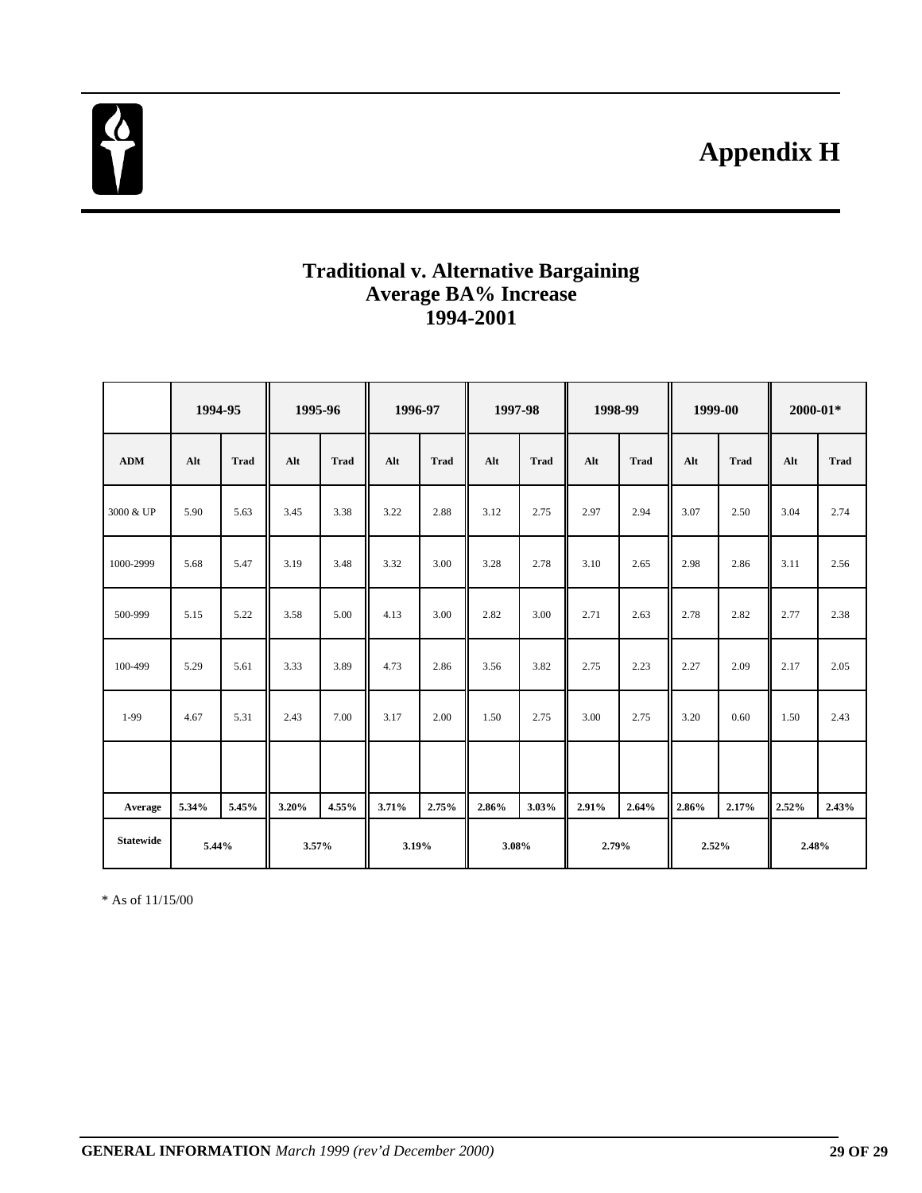# Appendix H

## Traditional v. Alternative Bargaining
## Average BA% Increase
## 1994-2001

| | 1994-95 | | 1995-96 | | 1996-97 | | 1997-98 | | 1998-99 | | 1999-00 | | 2000-01* | |
|---|---|---|---|---|---|---|---|---|---|---|---|---|---|---|
| **ADM** | **Alt** | **Trad** | **Alt** | **Trad** | **Alt** | **Trad** | **Alt** | **Trad** | **Alt** | **Trad** | **Alt** | **Trad** | **Alt** | **Trad** |
| 3000 & UP | 5.90 | 5.63 | 3.45 | 3.38 | 3.22 | 2.88 | 3.12 | 2.75 | 2.97 | 2.94 | 3.07 | 2.50 | 3.04 | 2.74 |
| 1000-2999 | 5.68 | 5.47 | 3.19 | 3.48 | 3.32 | 3.00 | 3.28 | 2.78 | 3.10 | 2.65 | 2.98 | 2.86 | 3.11 | 2.56 |
| 500-999 | 5.15 | 5.22 | 3.58 | 5.00 | 4.13 | 3.00 | 2.82 | 3.00 | 2.71 | 2.63 | 2.78 | 2.82 | 2.77 | 2.38 |
| 100-499 | 5.29 | 5.61 | 3.33 | 3.89 | 4.73 | 2.86 | 3.56 | 3.82 | 2.75 | 2.23 | 2.27 | 2.09 | 2.17 | 2.05 |
| 1-99 | 4.67 | 5.31 | 2.43 | 7.00 | 3.17 | 2.00 | 1.50 | 2.75 | 3.00 | 2.75 | 3.20 | 0.60 | 1.50 | 2.43 |
| | | | | | | | | | | | | | | |
| **Average** | **5.34%** | **5.45%** | **3.20%** | **4.55%** | **3.71%** | **2.75%** | **2.86%** | **3.03%** | **2.91%** | **2.64%** | **2.86%** | **2.17%** | **2.52%** | **2.43%** |
| **Statewide** | **5.44%** | | **3.57%** | | **3.19%** | | **3.08%** | | **2.79%** | | **2.52%** | | **2.48%** | |

* As of 11/15/00